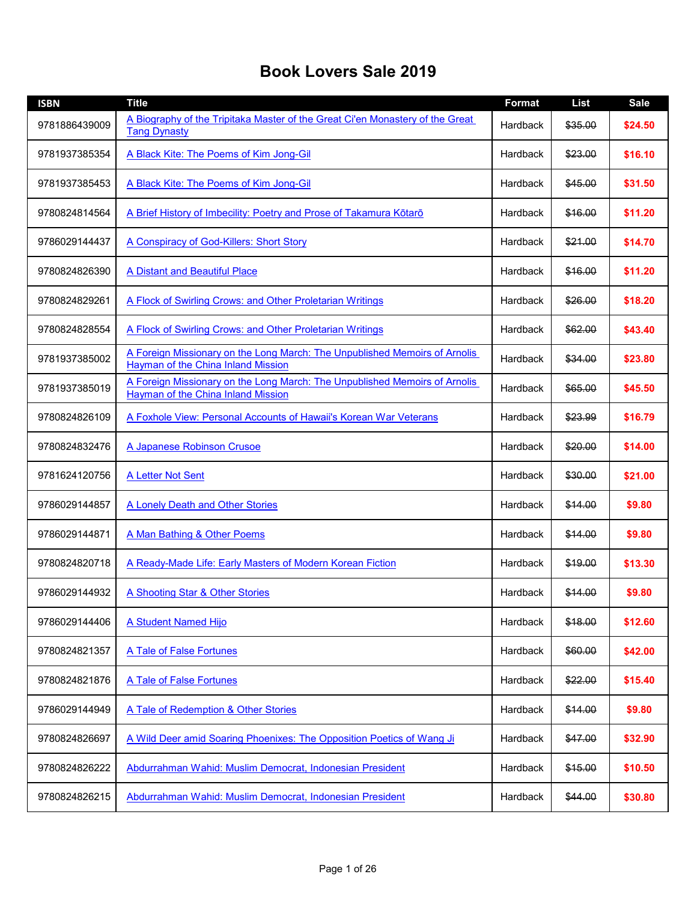# Book Lovers Sale 2019

| ISBN | Title | Format | List | Sale |
| --- | --- | --- | --- | --- |
| 9781886439009 | A Biography of the Tripitaka Master of the Great Ci'en Monastery of the Great Tang Dynasty | Hardback | ~~$35.00~~ | **$24.50** |
| 9781937385354 | A Black Kite: The Poems of Kim Jong-Gil | Hardback | ~~$23.00~~ | **$16.10** |
| 9781937385453 | A Black Kite: The Poems of Kim Jong-Gil | Hardback | ~~$45.00~~ | **$31.50** |
| 9780824814564 | A Brief History of Imbecility: Poetry and Prose of Takamura Kōtarō | Hardback | ~~$16.00~~ | **$11.20** |
| 9786029144437 | A Conspiracy of God-Killers: Short Story | Hardback | ~~$21.00~~ | **$14.70** |
| 9780824826390 | A Distant and Beautiful Place | Hardback | ~~$16.00~~ | **$11.20** |
| 9780824829261 | A Flock of Swirling Crows: and Other Proletarian Writings | Hardback | ~~$26.00~~ | **$18.20** |
| 9780824828554 | A Flock of Swirling Crows: and Other Proletarian Writings | Hardback | ~~$62.00~~ | **$43.40** |
| 9781937385002 | A Foreign Missionary on the Long March: The Unpublished Memoirs of Arnolis Hayman of the China Inland Mission | Hardback | ~~$34.00~~ | **$23.80** |
| 9781937385019 | A Foreign Missionary on the Long March: The Unpublished Memoirs of Arnolis Hayman of the China Inland Mission | Hardback | ~~$65.00~~ | **$45.50** |
| 9780824826109 | A Foxhole View: Personal Accounts of Hawaii's Korean War Veterans | Hardback | ~~$23.99~~ | **$16.79** |
| 9780824832476 | A Japanese Robinson Crusoe | Hardback | ~~$20.00~~ | **$14.00** |
| 9781624120756 | A Letter Not Sent | Hardback | ~~$30.00~~ | **$21.00** |
| 9786029144857 | A Lonely Death and Other Stories | Hardback | ~~$14.00~~ | **$9.80** |
| 9786029144871 | A Man Bathing & Other Poems | Hardback | ~~$14.00~~ | **$9.80** |
| 9780824820718 | A Ready-Made Life: Early Masters of Modern Korean Fiction | Hardback | ~~$19.00~~ | **$13.30** |
| 9786029144932 | A Shooting Star & Other Stories | Hardback | ~~$14.00~~ | **$9.80** |
| 9786029144406 | A Student Named Hijo | Hardback | ~~$18.00~~ | **$12.60** |
| 9780824821357 | A Tale of False Fortunes | Hardback | ~~$60.00~~ | **$42.00** |
| 9780824821876 | A Tale of False Fortunes | Hardback | ~~$22.00~~ | **$15.40** |
| 9786029144949 | A Tale of Redemption & Other Stories | Hardback | ~~$14.00~~ | **$9.80** |
| 9780824826697 | A Wild Deer amid Soaring Phoenixes: The Opposition Poetics of Wang Ji | Hardback | ~~$47.00~~ | **$32.90** |
| 9780824826222 | Abdurrahman Wahid: Muslim Democrat, Indonesian President | Hardback | ~~$15.00~~ | **$10.50** |
| 9780824826215 | Abdurrahman Wahid: Muslim Democrat, Indonesian President | Hardback | ~~$44.00~~ | **$30.80** |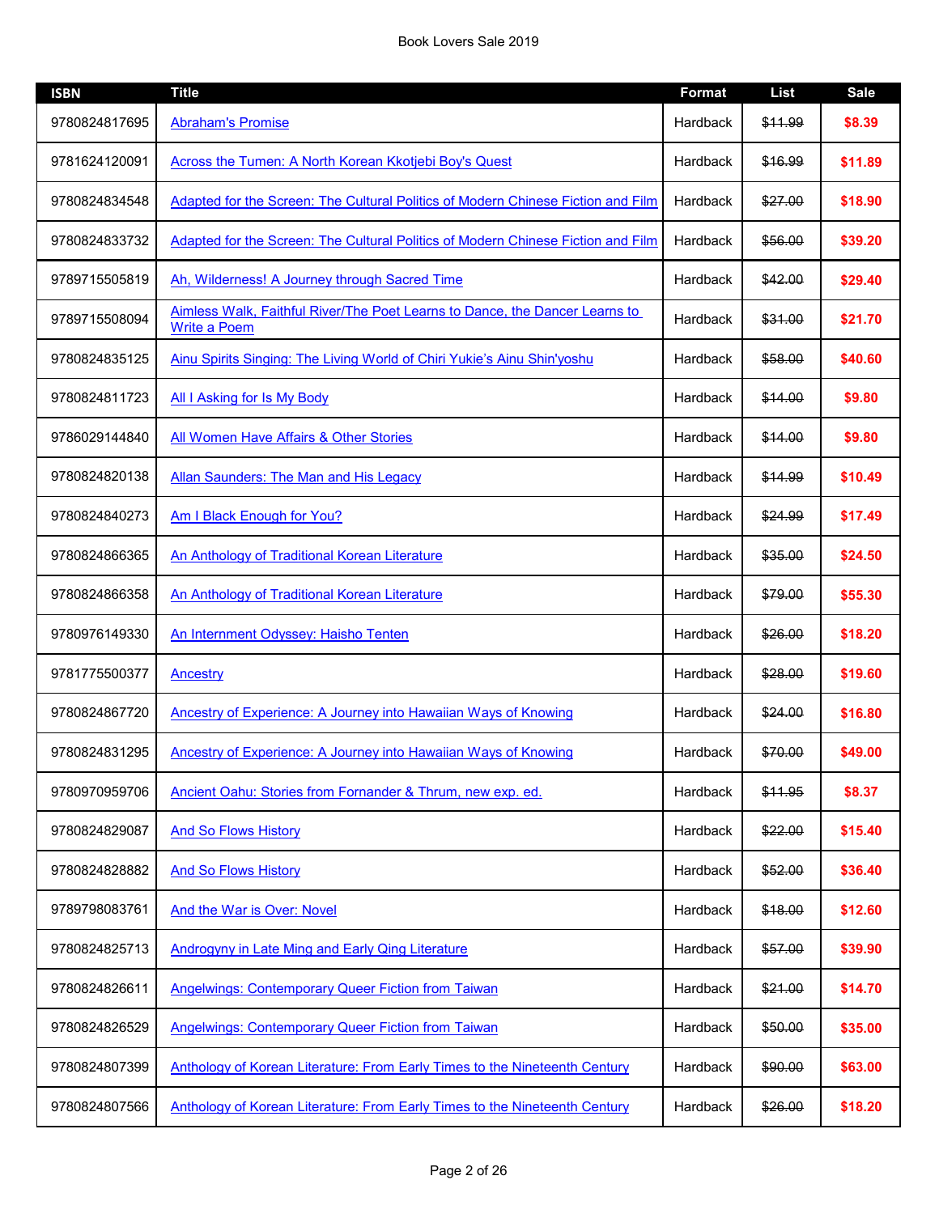| ISBN | Title | Format | List | Sale |
|---|---|---|---|---|
| 9780824817695 | Abraham's Promise | Hardback | ~~$11.99~~ | **$8.39** |
| 9781624120091 | Across the Tumen: A North Korean Kkotjebi Boy's Quest | Hardback | ~~$16.99~~ | **$11.89** |
| 9780824834548 | Adapted for the Screen: The Cultural Politics of Modern Chinese Fiction and Film | Hardback | ~~$27.00~~ | **$18.90** |
| 9780824833732 | Adapted for the Screen: The Cultural Politics of Modern Chinese Fiction and Film | Hardback | ~~$56.00~~ | **$39.20** |
| 9789715505819 | Ah, Wilderness! A Journey through Sacred Time | Hardback | ~~$42.00~~ | **$29.40** |
| 9789715508094 | Aimless Walk, Faithful River/The Poet Learns to Dance, the Dancer Learns to Write a Poem | Hardback | ~~$31.00~~ | **$21.70** |
| 9780824835125 | Ainu Spirits Singing: The Living World of Chiri Yukie's Ainu Shin'yoshu | Hardback | ~~$58.00~~ | **$40.60** |
| 9780824811723 | All I Asking for Is My Body | Hardback | ~~$14.00~~ | **$9.80** |
| 9786029144840 | All Women Have Affairs & Other Stories | Hardback | ~~$14.00~~ | **$9.80** |
| 9780824820138 | Allan Saunders: The Man and His Legacy | Hardback | ~~$14.99~~ | **$10.49** |
| 9780824840273 | Am I Black Enough for You? | Hardback | ~~$24.99~~ | **$17.49** |
| 9780824866365 | An Anthology of Traditional Korean Literature | Hardback | ~~$35.00~~ | **$24.50** |
| 9780824866358 | An Anthology of Traditional Korean Literature | Hardback | ~~$79.00~~ | **$55.30** |
| 9780976149330 | An Internment Odyssey: Haisho Tenten | Hardback | ~~$26.00~~ | **$18.20** |
| 9781775500377 | Ancestry | Hardback | ~~$28.00~~ | **$19.60** |
| 9780824867720 | Ancestry of Experience: A Journey into Hawaiian Ways of Knowing | Hardback | ~~$24.00~~ | **$16.80** |
| 9780824831295 | Ancestry of Experience: A Journey into Hawaiian Ways of Knowing | Hardback | ~~$70.00~~ | **$49.00** |
| 9780970959706 | Ancient Oahu: Stories from Fornander & Thrum, new exp. ed. | Hardback | ~~$11.95~~ | **$8.37** |
| 9780824829087 | And So Flows History | Hardback | ~~$22.00~~ | **$15.40** |
| 9780824828882 | And So Flows History | Hardback | ~~$52.00~~ | **$36.40** |
| 9789798083761 | And the War is Over: Novel | Hardback | ~~$18.00~~ | **$12.60** |
| 9780824825713 | Androgyny in Late Ming and Early Qing Literature | Hardback | ~~$57.00~~ | **$39.90** |
| 9780824826611 | Angelwings: Contemporary Queer Fiction from Taiwan | Hardback | ~~$21.00~~ | **$14.70** |
| 9780824826529 | Angelwings: Contemporary Queer Fiction from Taiwan | Hardback | ~~$50.00~~ | **$35.00** |
| 9780824807399 | Anthology of Korean Literature: From Early Times to the Nineteenth Century | Hardback | ~~$90.00~~ | **$63.00** |
| 9780824807566 | Anthology of Korean Literature: From Early Times to the Nineteenth Century | Hardback | ~~$26.00~~ | **$18.20** |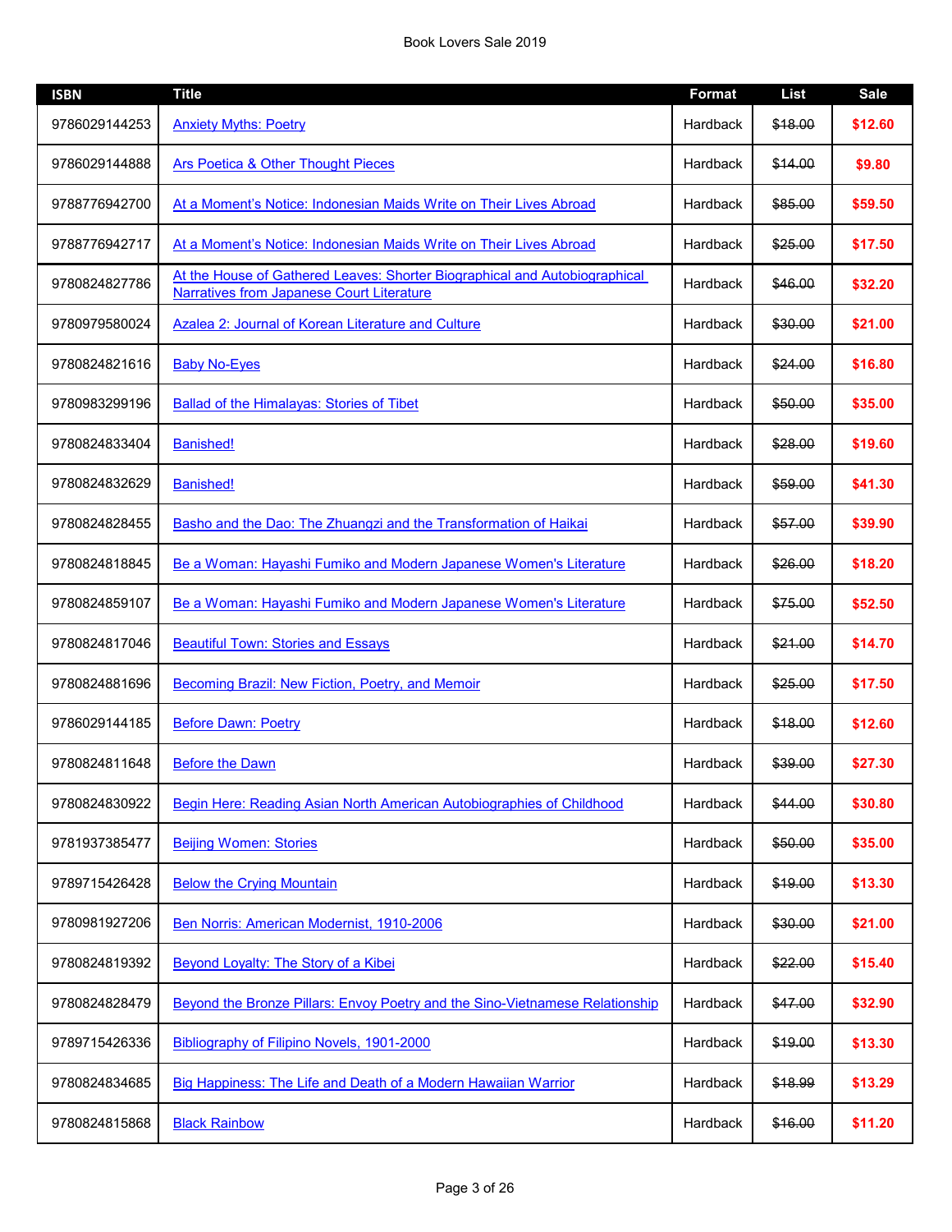| ISBN | Title | Format | List | Sale |
|---|---|---|---|---|
| 9786029144253 | Anxiety Myths: Poetry | Hardback | ~~$18.00~~ | **$12.60** |
| 9786029144888 | Ars Poetica & Other Thought Pieces | Hardback | ~~$14.00~~ | **$9.80** |
| 9788776942700 | At a Moment's Notice: Indonesian Maids Write on Their Lives Abroad | Hardback | ~~$85.00~~ | **$59.50** |
| 9788776942717 | At a Moment's Notice: Indonesian Maids Write on Their Lives Abroad | Hardback | ~~$25.00~~ | **$17.50** |
| 9780824827786 | At the House of Gathered Leaves: Shorter Biographical and Autobiographical Narratives from Japanese Court Literature | Hardback | ~~$46.00~~ | **$32.20** |
| 9780979580024 | Azalea 2: Journal of Korean Literature and Culture | Hardback | ~~$30.00~~ | **$21.00** |
| 9780824821616 | Baby No-Eyes | Hardback | ~~$24.00~~ | **$16.80** |
| 9780983299196 | Ballad of the Himalayas: Stories of Tibet | Hardback | ~~$50.00~~ | **$35.00** |
| 9780824833404 | Banished! | Hardback | ~~$28.00~~ | **$19.60** |
| 9780824832629 | Banished! | Hardback | ~~$59.00~~ | **$41.30** |
| 9780824828455 | Basho and the Dao: The Zhuangzi and the Transformation of Haikai | Hardback | ~~$57.00~~ | **$39.90** |
| 9780824818845 | Be a Woman: Hayashi Fumiko and Modern Japanese Women's Literature | Hardback | ~~$26.00~~ | **$18.20** |
| 9780824859107 | Be a Woman: Hayashi Fumiko and Modern Japanese Women's Literature | Hardback | ~~$75.00~~ | **$52.50** |
| 9780824817046 | Beautiful Town: Stories and Essays | Hardback | ~~$21.00~~ | **$14.70** |
| 9780824881696 | Becoming Brazil: New Fiction, Poetry, and Memoir | Hardback | ~~$25.00~~ | **$17.50** |
| 9786029144185 | Before Dawn: Poetry | Hardback | ~~$18.00~~ | **$12.60** |
| 9780824811648 | Before the Dawn | Hardback | ~~$39.00~~ | **$27.30** |
| 9780824830922 | Begin Here: Reading Asian North American Autobiographies of Childhood | Hardback | ~~$44.00~~ | **$30.80** |
| 9781937385477 | Beijing Women: Stories | Hardback | ~~$50.00~~ | **$35.00** |
| 9789715426428 | Below the Crying Mountain | Hardback | ~~$19.00~~ | **$13.30** |
| 9780981927206 | Ben Norris: American Modernist, 1910-2006 | Hardback | ~~$30.00~~ | **$21.00** |
| 9780824819392 | Beyond Loyalty: The Story of a Kibei | Hardback | ~~$22.00~~ | **$15.40** |
| 9780824828479 | Beyond the Bronze Pillars: Envoy Poetry and the Sino-Vietnamese Relationship | Hardback | ~~$47.00~~ | **$32.90** |
| 9789715426336 | Bibliography of Filipino Novels, 1901-2000 | Hardback | ~~$19.00~~ | **$13.30** |
| 9780824834685 | Big Happiness: The Life and Death of a Modern Hawaiian Warrior | Hardback | ~~$18.99~~ | **$13.29** |
| 9780824815868 | Black Rainbow | Hardback | ~~$16.00~~ | **$11.20** |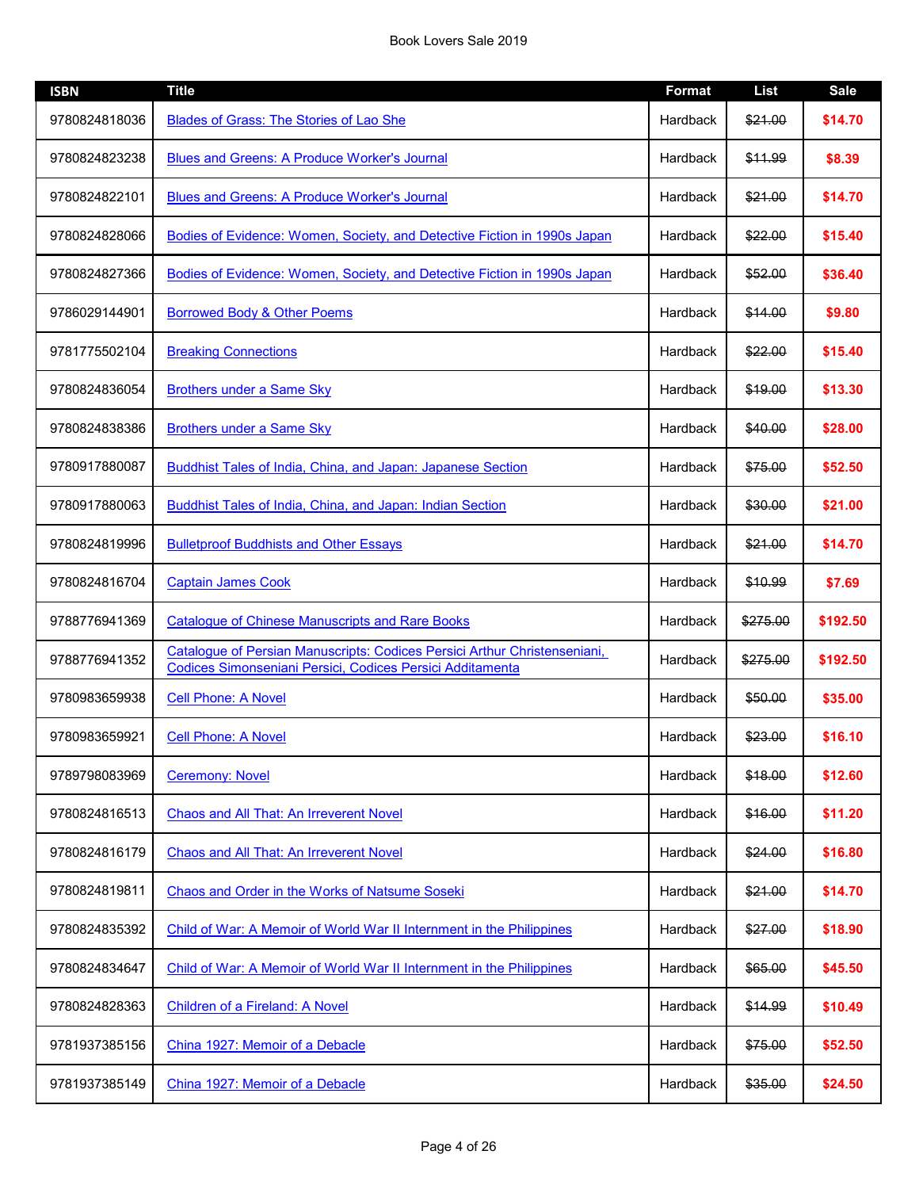| ISBN | Title | Format | List | Sale |
|---|---|---|---|---|
| 9780824818036 | Blades of Grass: The Stories of Lao She | Hardback | ~~$21.00~~ | **$14.70** |
| 9780824823238 | Blues and Greens: A Produce Worker's Journal | Hardback | ~~$11.99~~ | **$8.39** |
| 9780824822101 | Blues and Greens: A Produce Worker's Journal | Hardback | ~~$21.00~~ | **$14.70** |
| 9780824828066 | Bodies of Evidence: Women, Society, and Detective Fiction in 1990s Japan | Hardback | ~~$22.00~~ | **$15.40** |
| 9780824827366 | Bodies of Evidence: Women, Society, and Detective Fiction in 1990s Japan | Hardback | ~~$52.00~~ | **$36.40** |
| 9786029144901 | Borrowed Body & Other Poems | Hardback | ~~$14.00~~ | **$9.80** |
| 9781775502104 | Breaking Connections | Hardback | ~~$22.00~~ | **$15.40** |
| 9780824836054 | Brothers under a Same Sky | Hardback | ~~$19.00~~ | **$13.30** |
| 9780824838386 | Brothers under a Same Sky | Hardback | ~~$40.00~~ | **$28.00** |
| 9780917880087 | Buddhist Tales of India, China, and Japan: Japanese Section | Hardback | ~~$75.00~~ | **$52.50** |
| 9780917880063 | Buddhist Tales of India, China, and Japan: Indian Section | Hardback | ~~$30.00~~ | **$21.00** |
| 9780824819996 | Bulletproof Buddhists and Other Essays | Hardback | ~~$21.00~~ | **$14.70** |
| 9780824816704 | Captain James Cook | Hardback | ~~$10.99~~ | **$7.69** |
| 9788776941369 | Catalogue of Chinese Manuscripts and Rare Books | Hardback | ~~$275.00~~ | **$192.50** |
| 9788776941352 | Catalogue of Persian Manuscripts: Codices Persici Arthur Christenseniani, Codices Simonseniani Persici, Codices Persici Additamenta | Hardback | ~~$275.00~~ | **$192.50** |
| 9780983659938 | Cell Phone: A Novel | Hardback | ~~$50.00~~ | **$35.00** |
| 9780983659921 | Cell Phone: A Novel | Hardback | ~~$23.00~~ | **$16.10** |
| 9789798083969 | Ceremony: Novel | Hardback | ~~$18.00~~ | **$12.60** |
| 9780824816513 | Chaos and All That: An Irreverent Novel | Hardback | ~~$16.00~~ | **$11.20** |
| 9780824816179 | Chaos and All That: An Irreverent Novel | Hardback | ~~$24.00~~ | **$16.80** |
| 9780824819811 | Chaos and Order in the Works of Natsume Soseki | Hardback | ~~$21.00~~ | **$14.70** |
| 9780824835392 | Child of War: A Memoir of World War II Internment in the Philippines | Hardback | ~~$27.00~~ | **$18.90** |
| 9780824834647 | Child of War: A Memoir of World War II Internment in the Philippines | Hardback | ~~$65.00~~ | **$45.50** |
| 9780824828363 | Children of a Fireland: A Novel | Hardback | ~~$14.99~~ | **$10.49** |
| 9781937385156 | China 1927: Memoir of a Debacle | Hardback | ~~$75.00~~ | **$52.50** |
| 9781937385149 | China 1927: Memoir of a Debacle | Hardback | ~~$35.00~~ | **$24.50** |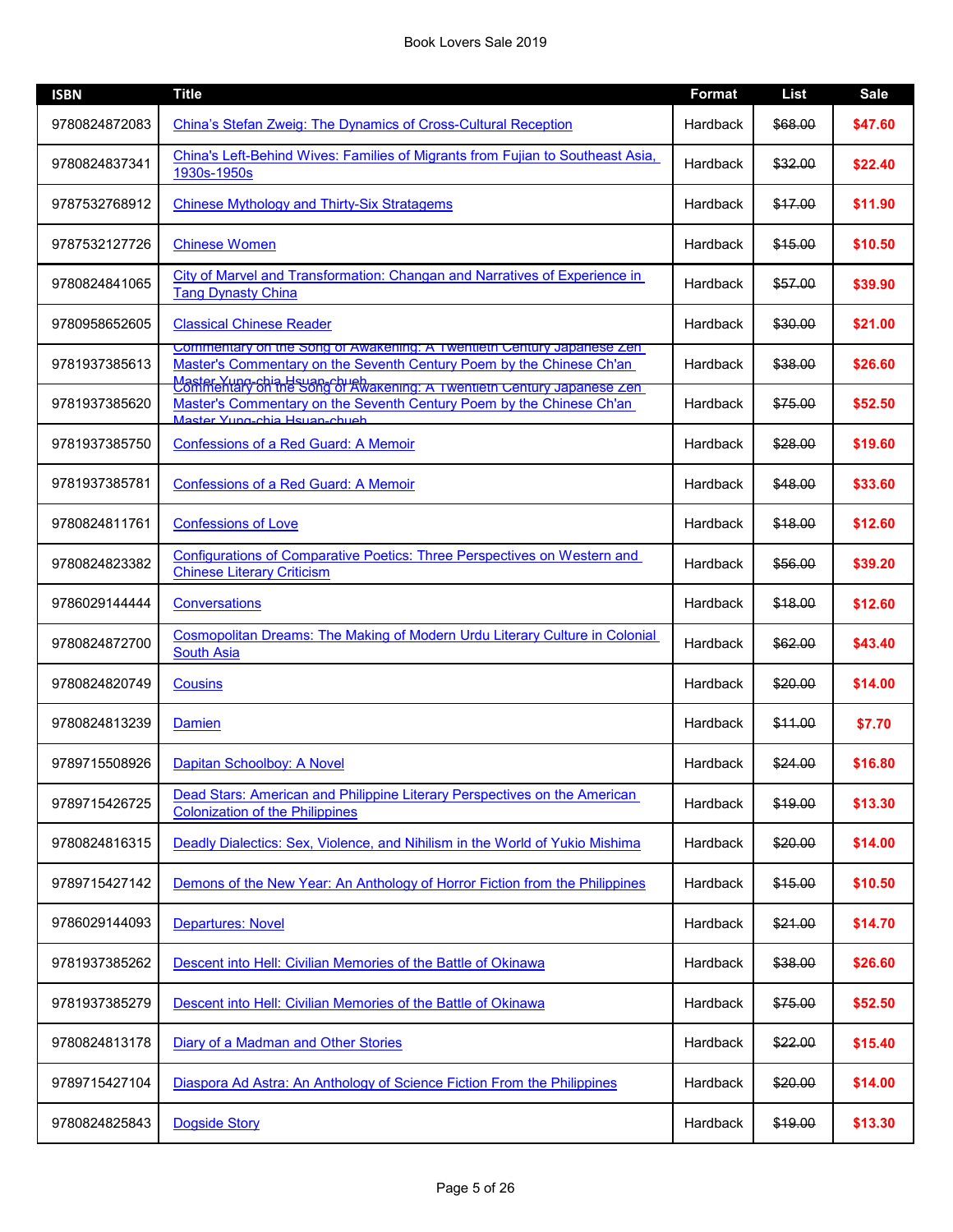| ISBN | Title | Format | List | Sale |
|---|---|---|---|---|
| 9780824872083 | China's Stefan Zweig: The Dynamics of Cross-Cultural Reception | Hardback | ~~$68.00~~ | **$47.60** |
| 9780824837341 | China's Left-Behind Wives: Families of Migrants from Fujian to Southeast Asia, 1930s-1950s | Hardback | ~~$32.00~~ | **$22.40** |
| 9787532768912 | Chinese Mythology and Thirty-Six Stratagems | Hardback | ~~$17.00~~ | **$11.90** |
| 9787532127726 | Chinese Women | Hardback | ~~$15.00~~ | **$10.50** |
| 9780824841065 | City of Marvel and Transformation: Changan and Narratives of Experience in Tang Dynasty China | Hardback | ~~$57.00~~ | **$39.90** |
| 9780958652605 | Classical Chinese Reader | Hardback | ~~$30.00~~ | **$21.00** |
| 9781937385613 | Commentary on the Song of Awakening: A Twentieth Century Japanese Zen Master's Commentary on the Seventh Century Poem by the Chinese Ch'an Master Yung-chia Hsuan-chueh | Hardback | ~~$38.00~~ | **$26.60** |
| 9781937385620 | Commentary on the Song of Awakening: A Twentieth Century Japanese Zen Master's Commentary on the Seventh Century Poem by the Chinese Ch'an Master Yung-chia Hsuan-chueh | Hardback | ~~$75.00~~ | **$52.50** |
| 9781937385750 | Confessions of a Red Guard: A Memoir | Hardback | ~~$28.00~~ | **$19.60** |
| 9781937385781 | Confessions of a Red Guard: A Memoir | Hardback | ~~$48.00~~ | **$33.60** |
| 9780824811761 | Confessions of Love | Hardback | ~~$18.00~~ | **$12.60** |
| 9780824823382 | Configurations of Comparative Poetics: Three Perspectives on Western and Chinese Literary Criticism | Hardback | ~~$56.00~~ | **$39.20** |
| 9786029144444 | Conversations | Hardback | ~~$18.00~~ | **$12.60** |
| 9780824872700 | Cosmopolitan Dreams: The Making of Modern Urdu Literary Culture in Colonial South Asia | Hardback | ~~$62.00~~ | **$43.40** |
| 9780824820749 | Cousins | Hardback | ~~$20.00~~ | **$14.00** |
| 9780824813239 | Damien | Hardback | ~~$11.00~~ | **$7.70** |
| 9789715508926 | Dapitan Schoolboy: A Novel | Hardback | ~~$24.00~~ | **$16.80** |
| 9789715426725 | Dead Stars: American and Philippine Literary Perspectives on the American Colonization of the Philippines | Hardback | ~~$19.00~~ | **$13.30** |
| 9780824816315 | Deadly Dialectics: Sex, Violence, and Nihilism in the World of Yukio Mishima | Hardback | ~~$20.00~~ | **$14.00** |
| 9789715427142 | Demons of the New Year: An Anthology of Horror Fiction from the Philippines | Hardback | ~~$15.00~~ | **$10.50** |
| 9786029144093 | Departures: Novel | Hardback | ~~$21.00~~ | **$14.70** |
| 9781937385262 | Descent into Hell: Civilian Memories of the Battle of Okinawa | Hardback | ~~$38.00~~ | **$26.60** |
| 9781937385279 | Descent into Hell: Civilian Memories of the Battle of Okinawa | Hardback | ~~$75.00~~ | **$52.50** |
| 9780824813178 | Diary of a Madman and Other Stories | Hardback | ~~$22.00~~ | **$15.40** |
| 9789715427104 | Diaspora Ad Astra: An Anthology of Science Fiction From the Philippines | Hardback | ~~$20.00~~ | **$14.00** |
| 9780824825843 | Dogside Story | Hardback | ~~$19.00~~ | **$13.30** |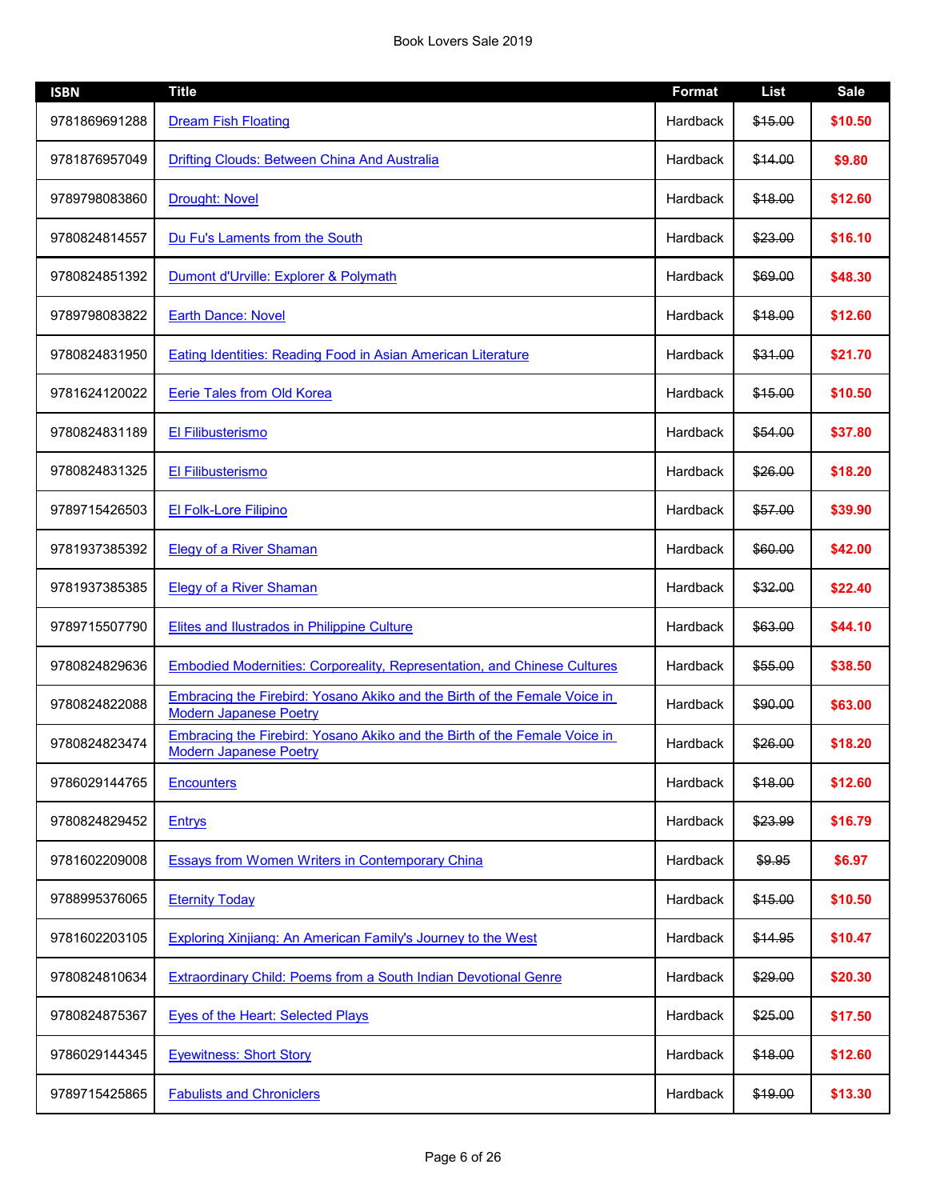# Book Lovers Sale 2019

| ISBN | Title | Format | List | Sale |
|---|---|---|---|---|
| 9781869691288 | Dream Fish Floating | Hardback | ~~$15.00~~ | **$10.50** |
| 9781876957049 | Drifting Clouds: Between China And Australia | Hardback | ~~$14.00~~ | **$9.80** |
| 9789798083860 | Drought: Novel | Hardback | ~~$18.00~~ | **$12.60** |
| 9780824814557 | Du Fu's Laments from the South | Hardback | ~~$23.00~~ | **$16.10** |
| 9780824851392 | Dumont d'Urville: Explorer & Polymath | Hardback | ~~$69.00~~ | **$48.30** |
| 9789798083822 | Earth Dance: Novel | Hardback | ~~$18.00~~ | **$12.60** |
| 9780824831950 | Eating Identities: Reading Food in Asian American Literature | Hardback | ~~$31.00~~ | **$21.70** |
| 9781624120022 | Eerie Tales from Old Korea | Hardback | ~~$15.00~~ | **$10.50** |
| 9780824831189 | El Filibusterismo | Hardback | ~~$54.00~~ | **$37.80** |
| 9780824831325 | El Filibusterismo | Hardback | ~~$26.00~~ | **$18.20** |
| 9789715426503 | El Folk-Lore Filipino | Hardback | ~~$57.00~~ | **$39.90** |
| 9781937385392 | Elegy of a River Shaman | Hardback | ~~$60.00~~ | **$42.00** |
| 9781937385385 | Elegy of a River Shaman | Hardback | ~~$32.00~~ | **$22.40** |
| 9789715507790 | Elites and Ilustrados in Philippine Culture | Hardback | ~~$63.00~~ | **$44.10** |
| 9780824829636 | Embodied Modernities: Corporeality, Representation, and Chinese Cultures | Hardback | ~~$55.00~~ | **$38.50** |
| 9780824822088 | Embracing the Firebird: Yosano Akiko and the Birth of the Female Voice in Modern Japanese Poetry | Hardback | ~~$90.00~~ | **$63.00** |
| 9780824823474 | Embracing the Firebird: Yosano Akiko and the Birth of the Female Voice in Modern Japanese Poetry | Hardback | ~~$26.00~~ | **$18.20** |
| 9786029144765 | Encounters | Hardback | ~~$18.00~~ | **$12.60** |
| 9780824829452 | Entrys | Hardback | ~~$23.99~~ | **$16.79** |
| 9781602209008 | Essays from Women Writers in Contemporary China | Hardback | ~~$9.95~~ | **$6.97** |
| 9788995376065 | Eternity Today | Hardback | ~~$15.00~~ | **$10.50** |
| 9781602203105 | Exploring Xinjiang: An American Family's Journey to the West | Hardback | ~~$14.95~~ | **$10.47** |
| 9780824810634 | Extraordinary Child: Poems from a South Indian Devotional Genre | Hardback | ~~$29.00~~ | **$20.30** |
| 9780824875367 | Eyes of the Heart: Selected Plays | Hardback | ~~$25.00~~ | **$17.50** |
| 9786029144345 | Eyewitness: Short Story | Hardback | ~~$18.00~~ | **$12.60** |
| 9789715425865 | Fabulists and Chroniclers | Hardback | ~~$19.00~~ | **$13.30** |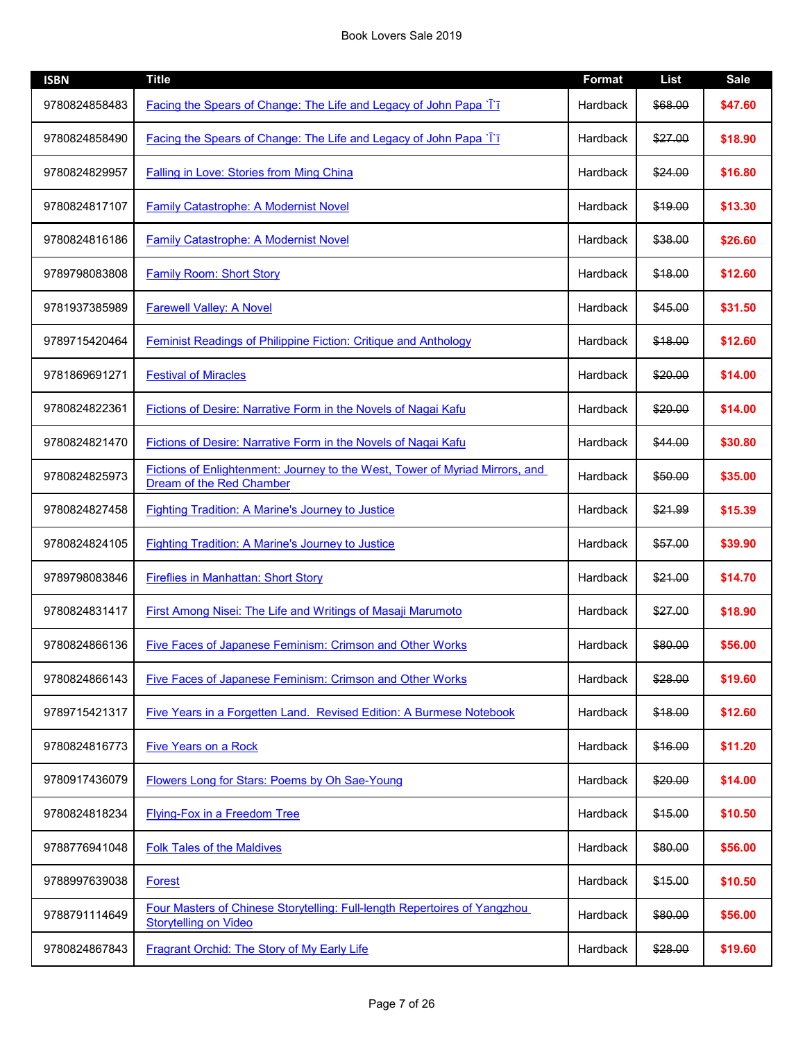| ISBN | Title | Format | List | Sale |
|---|---|---|---|---|
| 9780824858483 | Facing the Spears of Change: The Life and Legacy of John Papa `Ī`ī | Hardback | ~~$68.00~~ | **$47.60** |
| 9780824858490 | Facing the Spears of Change: The Life and Legacy of John Papa `Ī`ī | Hardback | ~~$27.00~~ | **$18.90** |
| 9780824829957 | Falling in Love: Stories from Ming China | Hardback | ~~$24.00~~ | **$16.80** |
| 9780824817107 | Family Catastrophe: A Modernist Novel | Hardback | ~~$19.00~~ | **$13.30** |
| 9780824816186 | Family Catastrophe: A Modernist Novel | Hardback | ~~$38.00~~ | **$26.60** |
| 9789798083808 | Family Room: Short Story | Hardback | ~~$18.00~~ | **$12.60** |
| 9781937385989 | Farewell Valley: A Novel | Hardback | ~~$45.00~~ | **$31.50** |
| 9789715420464 | Feminist Readings of Philippine Fiction: Critique and Anthology | Hardback | ~~$18.00~~ | **$12.60** |
| 9781869691271 | Festival of Miracles | Hardback | ~~$20.00~~ | **$14.00** |
| 9780824822361 | Fictions of Desire: Narrative Form in the Novels of Nagai Kafu | Hardback | ~~$20.00~~ | **$14.00** |
| 9780824821470 | Fictions of Desire: Narrative Form in the Novels of Nagai Kafu | Hardback | ~~$44.00~~ | **$30.80** |
| 9780824825973 | Fictions of Enlightenment: Journey to the West, Tower of Myriad Mirrors, and Dream of the Red Chamber | Hardback | ~~$50.00~~ | **$35.00** |
| 9780824827458 | Fighting Tradition: A Marine's Journey to Justice | Hardback | ~~$21.99~~ | **$15.39** |
| 9780824824105 | Fighting Tradition: A Marine's Journey to Justice | Hardback | ~~$57.00~~ | **$39.90** |
| 9789798083846 | Fireflies in Manhattan: Short Story | Hardback | ~~$21.00~~ | **$14.70** |
| 9780824831417 | First Among Nisei: The Life and Writings of Masaji Marumoto | Hardback | ~~$27.00~~ | **$18.90** |
| 9780824866136 | Five Faces of Japanese Feminism: Crimson and Other Works | Hardback | ~~$80.00~~ | **$56.00** |
| 9780824866143 | Five Faces of Japanese Feminism: Crimson and Other Works | Hardback | ~~$28.00~~ | **$19.60** |
| 9789715421317 | Five Years in a Forgetten Land. Revised Edition: A Burmese Notebook | Hardback | ~~$18.00~~ | **$12.60** |
| 9780824816773 | Five Years on a Rock | Hardback | ~~$16.00~~ | **$11.20** |
| 9780917436079 | Flowers Long for Stars: Poems by Oh Sae-Young | Hardback | ~~$20.00~~ | **$14.00** |
| 9780824818234 | Flying-Fox in a Freedom Tree | Hardback | ~~$15.00~~ | **$10.50** |
| 9788776941048 | Folk Tales of the Maldives | Hardback | ~~$80.00~~ | **$56.00** |
| 9788997639038 | Forest | Hardback | ~~$15.00~~ | **$10.50** |
| 9788791114649 | Four Masters of Chinese Storytelling: Full-length Repertoires of Yangzhou Storytelling on Video | Hardback | ~~$80.00~~ | **$56.00** |
| 9780824867843 | Fragrant Orchid: The Story of My Early Life | Hardback | ~~$28.00~~ | **$19.60** |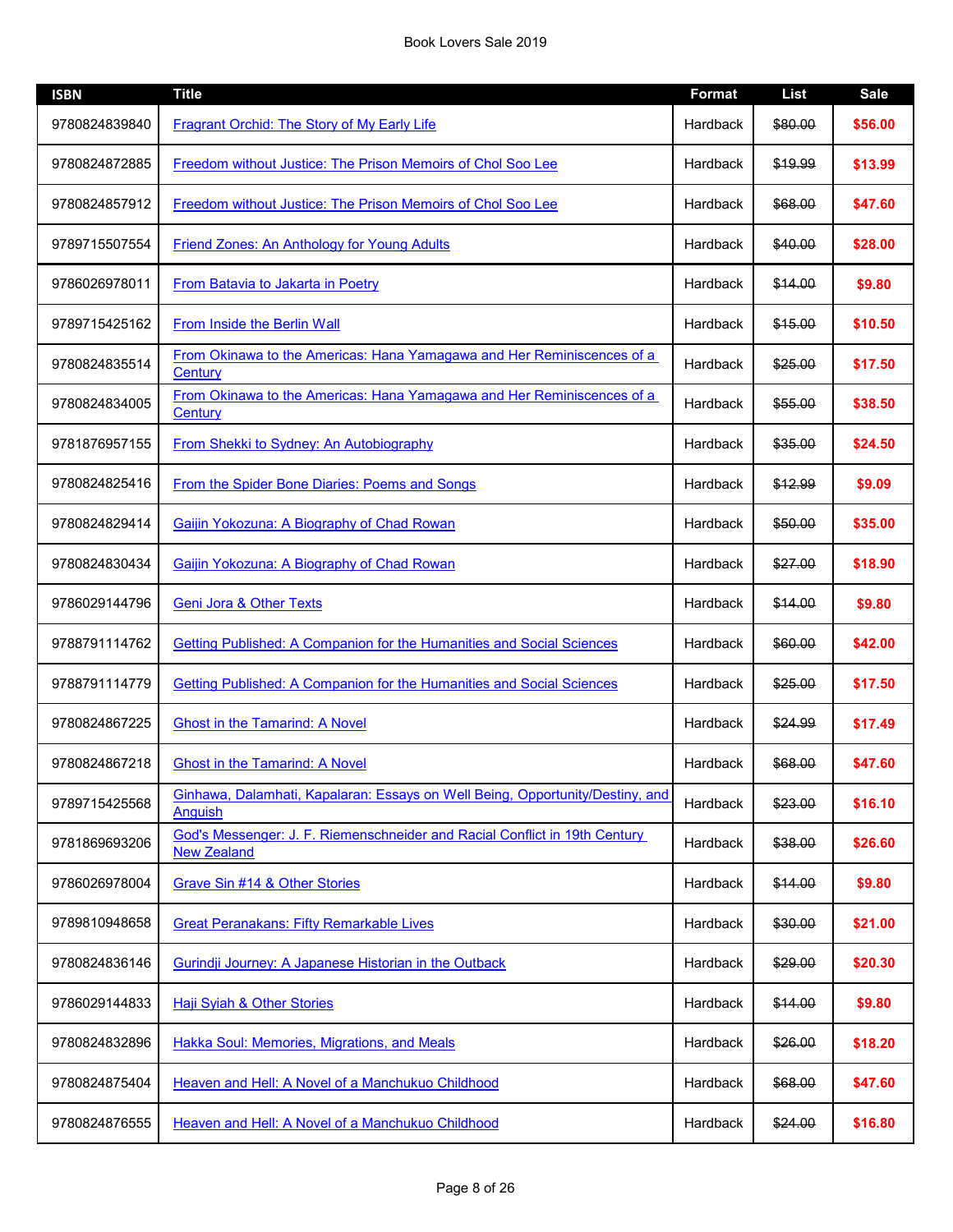Book Lovers Sale 2019

| ISBN | Title | Format | List | Sale |
| --- | --- | --- | --- | --- |
| 9780824839840 | Fragrant Orchid: The Story of My Early Life | Hardback | ~~$80.00~~ | **$56.00** |
| 9780824872885 | Freedom without Justice: The Prison Memoirs of Chol Soo Lee | Hardback | ~~$19.99~~ | **$13.99** |
| 9780824857912 | Freedom without Justice: The Prison Memoirs of Chol Soo Lee | Hardback | ~~$68.00~~ | **$47.60** |
| 9789715507554 | Friend Zones: An Anthology for Young Adults | Hardback | ~~$40.00~~ | **$28.00** |
| 9786026978011 | From Batavia to Jakarta in Poetry | Hardback | ~~$14.00~~ | **$9.80** |
| 9789715425162 | From Inside the Berlin Wall | Hardback | ~~$15.00~~ | **$10.50** |
| 9780824835514 | From Okinawa to the Americas: Hana Yamagawa and Her Reminiscences of a Century | Hardback | ~~$25.00~~ | **$17.50** |
| 9780824834005 | From Okinawa to the Americas: Hana Yamagawa and Her Reminiscences of a Century | Hardback | ~~$55.00~~ | **$38.50** |
| 9781876957155 | From Shekki to Sydney: An Autobiography | Hardback | ~~$35.00~~ | **$24.50** |
| 9780824825416 | From the Spider Bone Diaries: Poems and Songs | Hardback | ~~$12.99~~ | **$9.09** |
| 9780824829414 | Gaijin Yokozuna: A Biography of Chad Rowan | Hardback | ~~$50.00~~ | **$35.00** |
| 9780824830434 | Gaijin Yokozuna: A Biography of Chad Rowan | Hardback | ~~$27.00~~ | **$18.90** |
| 9786029144796 | Geni Jora & Other Texts | Hardback | ~~$14.00~~ | **$9.80** |
| 9788791114762 | Getting Published: A Companion for the Humanities and Social Sciences | Hardback | ~~$60.00~~ | **$42.00** |
| 9788791114779 | Getting Published: A Companion for the Humanities and Social Sciences | Hardback | ~~$25.00~~ | **$17.50** |
| 9780824867225 | Ghost in the Tamarind: A Novel | Hardback | ~~$24.99~~ | **$17.49** |
| 9780824867218 | Ghost in the Tamarind: A Novel | Hardback | ~~$68.00~~ | **$47.60** |
| 9789715425568 | Ginhawa, Dalamhati, Kapalaran: Essays on Well Being, Opportunity/Destiny, and Anguish | Hardback | ~~$23.00~~ | **$16.10** |
| 9781869693206 | God's Messenger: J. F. Riemenschneider and Racial Conflict in 19th Century New Zealand | Hardback | ~~$38.00~~ | **$26.60** |
| 9786026978004 | Grave Sin #14 & Other Stories | Hardback | ~~$14.00~~ | **$9.80** |
| 9789810948658 | Great Peranakans: Fifty Remarkable Lives | Hardback | ~~$30.00~~ | **$21.00** |
| 9780824836146 | Gurindji Journey: A Japanese Historian in the Outback | Hardback | ~~$29.00~~ | **$20.30** |
| 9786029144833 | Haji Syiah & Other Stories | Hardback | ~~$14.00~~ | **$9.80** |
| 9780824832896 | Hakka Soul: Memories, Migrations, and Meals | Hardback | ~~$26.00~~ | **$18.20** |
| 9780824875404 | Heaven and Hell: A Novel of a Manchukuo Childhood | Hardback | ~~$68.00~~ | **$47.60** |
| 9780824876555 | Heaven and Hell: A Novel of a Manchukuo Childhood | Hardback | ~~$24.00~~ | **$16.80** |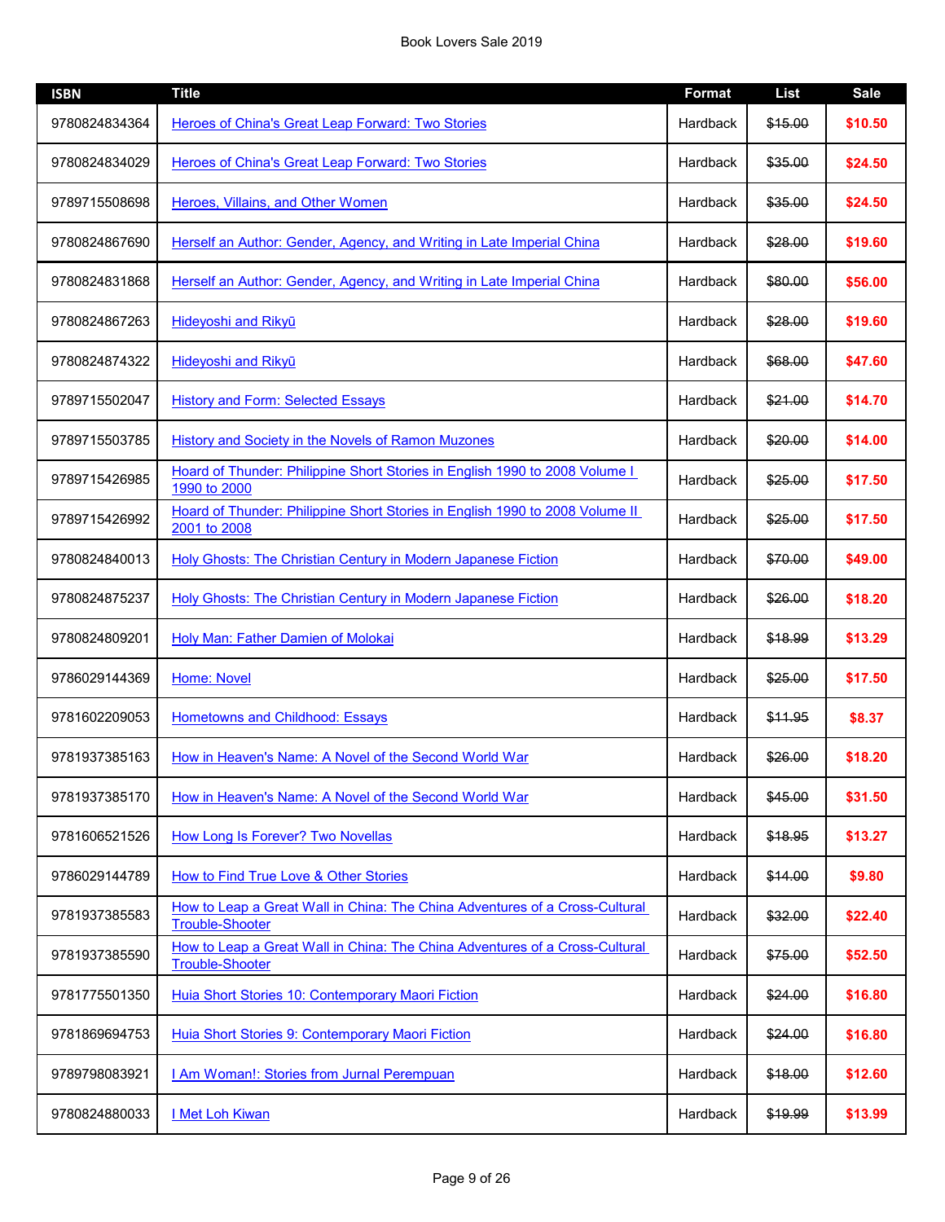| ISBN | Title | Format | List | Sale |
|---|---|---|---|---|
| 9780824834364 | Heroes of China's Great Leap Forward: Two Stories | Hardback | ~~$15.00~~ | **$10.50** |
| 9780824834029 | Heroes of China's Great Leap Forward: Two Stories | Hardback | ~~$35.00~~ | **$24.50** |
| 9789715508698 | Heroes, Villains, and Other Women | Hardback | ~~$35.00~~ | **$24.50** |
| 9780824867690 | Herself an Author: Gender, Agency, and Writing in Late Imperial China | Hardback | ~~$28.00~~ | **$19.60** |
| 9780824831868 | Herself an Author: Gender, Agency, and Writing in Late Imperial China | Hardback | ~~$80.00~~ | **$56.00** |
| 9780824867263 | Hideyoshi and Rikyū | Hardback | ~~$28.00~~ | **$19.60** |
| 9780824874322 | Hideyoshi and Rikyū | Hardback | ~~$68.00~~ | **$47.60** |
| 9789715502047 | History and Form: Selected Essays | Hardback | ~~$21.00~~ | **$14.70** |
| 9789715503785 | History and Society in the Novels of Ramon Muzones | Hardback | ~~$20.00~~ | **$14.00** |
| 9789715426985 | Hoard of Thunder: Philippine Short Stories in English 1990 to 2008 Volume I 1990 to 2000 | Hardback | ~~$25.00~~ | **$17.50** |
| 9789715426992 | Hoard of Thunder: Philippine Short Stories in English 1990 to 2008 Volume II 2001 to 2008 | Hardback | ~~$25.00~~ | **$17.50** |
| 9780824840013 | Holy Ghosts: The Christian Century in Modern Japanese Fiction | Hardback | ~~$70.00~~ | **$49.00** |
| 9780824875237 | Holy Ghosts: The Christian Century in Modern Japanese Fiction | Hardback | ~~$26.00~~ | **$18.20** |
| 9780824809201 | Holy Man: Father Damien of Molokai | Hardback | ~~$18.99~~ | **$13.29** |
| 9786029144369 | Home: Novel | Hardback | ~~$25.00~~ | **$17.50** |
| 9781602209053 | Hometowns and Childhood: Essays | Hardback | ~~$11.95~~ | **$8.37** |
| 9781937385163 | How in Heaven's Name: A Novel of the Second World War | Hardback | ~~$26.00~~ | **$18.20** |
| 9781937385170 | How in Heaven's Name: A Novel of the Second World War | Hardback | ~~$45.00~~ | **$31.50** |
| 9781606521526 | How Long Is Forever? Two Novellas | Hardback | ~~$18.95~~ | **$13.27** |
| 9786029144789 | How to Find True Love & Other Stories | Hardback | ~~$14.00~~ | **$9.80** |
| 9781937385583 | How to Leap a Great Wall in China: The China Adventures of a Cross-Cultural Trouble-Shooter | Hardback | ~~$32.00~~ | **$22.40** |
| 9781937385590 | How to Leap a Great Wall in China: The China Adventures of a Cross-Cultural Trouble-Shooter | Hardback | ~~$75.00~~ | **$52.50** |
| 9781775501350 | Huia Short Stories 10: Contemporary Maori Fiction | Hardback | ~~$24.00~~ | **$16.80** |
| 9781869694753 | Huia Short Stories 9: Contemporary Maori Fiction | Hardback | ~~$24.00~~ | **$16.80** |
| 9789798083921 | I Am Woman!: Stories from Jurnal Perempuan | Hardback | ~~$18.00~~ | **$12.60** |
| 9780824880033 | I Met Loh Kiwan | Hardback | ~~$19.99~~ | **$13.99** |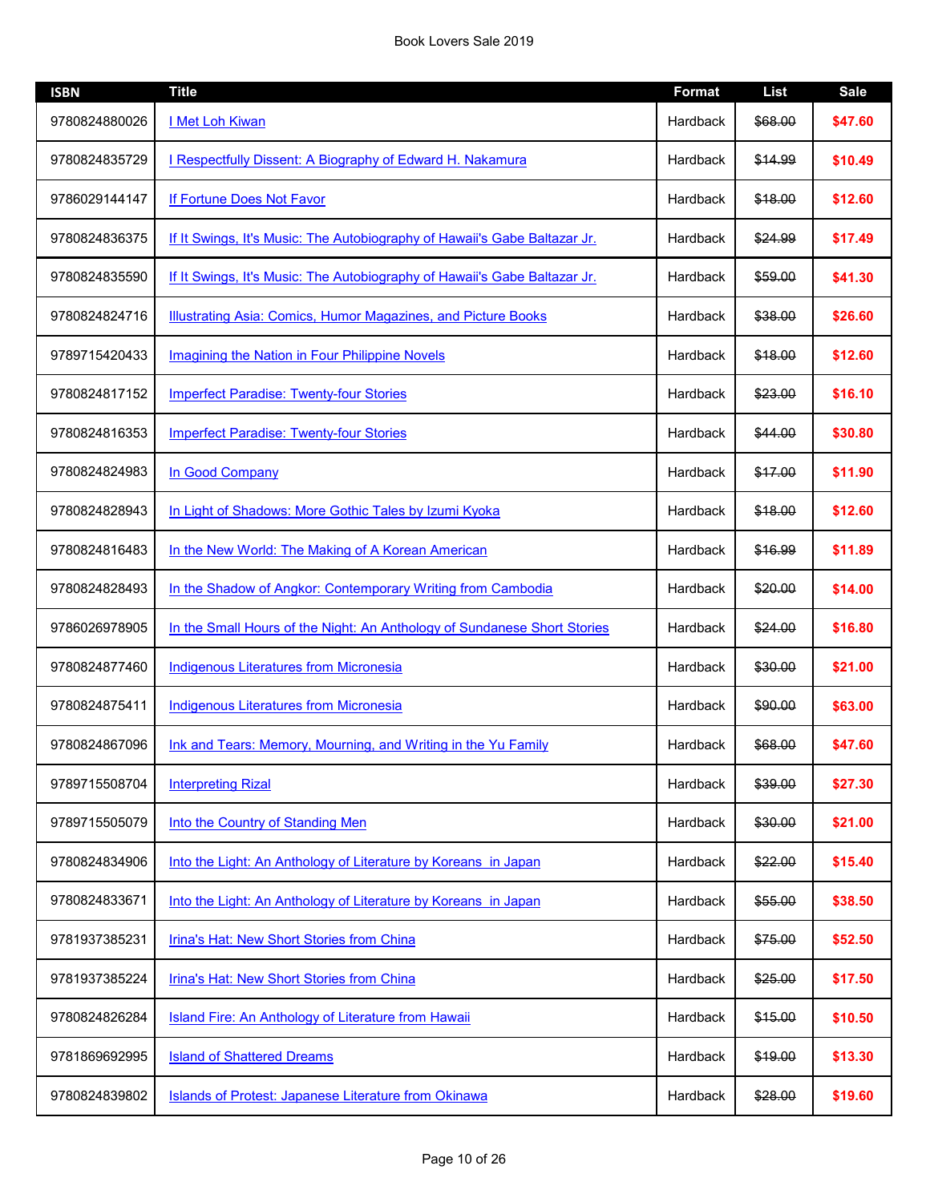| ISBN | Title | Format | List | Sale |
|---|---|---|---|---|
| 9780824880026 | I Met Loh Kiwan | Hardback | ~~$68.00~~ | **$47.60** |
| 9780824835729 | I Respectfully Dissent: A Biography of Edward H. Nakamura | Hardback | ~~$14.99~~ | **$10.49** |
| 9786029144147 | If Fortune Does Not Favor | Hardback | ~~$18.00~~ | **$12.60** |
| 9780824836375 | If It Swings, It's Music: The Autobiography of Hawaii's Gabe Baltazar Jr. | Hardback | ~~$24.99~~ | **$17.49** |
| 9780824835590 | If It Swings, It's Music: The Autobiography of Hawaii's Gabe Baltazar Jr. | Hardback | ~~$59.00~~ | **$41.30** |
| 9780824824716 | Illustrating Asia: Comics, Humor Magazines, and Picture Books | Hardback | ~~$38.00~~ | **$26.60** |
| 9789715420433 | Imagining the Nation in Four Philippine Novels | Hardback | ~~$18.00~~ | **$12.60** |
| 9780824817152 | Imperfect Paradise: Twenty-four Stories | Hardback | ~~$23.00~~ | **$16.10** |
| 9780824816353 | Imperfect Paradise: Twenty-four Stories | Hardback | ~~$44.00~~ | **$30.80** |
| 9780824824983 | In Good Company | Hardback | ~~$17.00~~ | **$11.90** |
| 9780824828943 | In Light of Shadows: More Gothic Tales by Izumi Kyoka | Hardback | ~~$18.00~~ | **$12.60** |
| 9780824816483 | In the New World: The Making of A Korean American | Hardback | ~~$16.99~~ | **$11.89** |
| 9780824828493 | In the Shadow of Angkor: Contemporary Writing from Cambodia | Hardback | ~~$20.00~~ | **$14.00** |
| 9786026978905 | In the Small Hours of the Night: An Anthology of Sundanese Short Stories | Hardback | ~~$24.00~~ | **$16.80** |
| 9780824877460 | Indigenous Literatures from Micronesia | Hardback | ~~$30.00~~ | **$21.00** |
| 9780824875411 | Indigenous Literatures from Micronesia | Hardback | ~~$90.00~~ | **$63.00** |
| 9780824867096 | Ink and Tears: Memory, Mourning, and Writing in the Yu Family | Hardback | ~~$68.00~~ | **$47.60** |
| 9789715508704 | Interpreting Rizal | Hardback | ~~$39.00~~ | **$27.30** |
| 9789715505079 | Into the Country of Standing Men | Hardback | ~~$30.00~~ | **$21.00** |
| 9780824834906 | Into the Light: An Anthology of Literature by Koreans in Japan | Hardback | ~~$22.00~~ | **$15.40** |
| 9780824833671 | Into the Light: An Anthology of Literature by Koreans in Japan | Hardback | ~~$55.00~~ | **$38.50** |
| 9781937385231 | Irina's Hat: New Short Stories from China | Hardback | ~~$75.00~~ | **$52.50** |
| 9781937385224 | Irina's Hat: New Short Stories from China | Hardback | ~~$25.00~~ | **$17.50** |
| 9780824826284 | Island Fire: An Anthology of Literature from Hawaii | Hardback | ~~$15.00~~ | **$10.50** |
| 9781869692995 | Island of Shattered Dreams | Hardback | ~~$19.00~~ | **$13.30** |
| 9780824839802 | Islands of Protest: Japanese Literature from Okinawa | Hardback | ~~$28.00~~ | **$19.60** |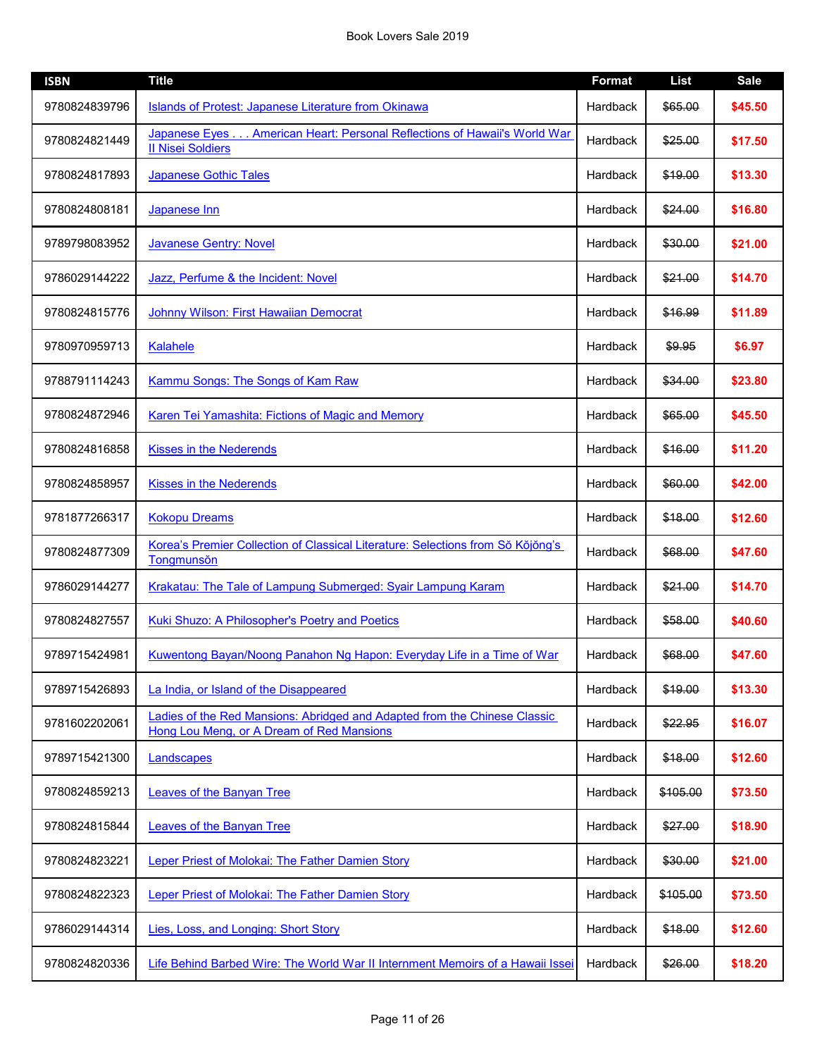| ISBN | Title | Format | List | Sale |
|---|---|---|---|---|
| 9780824839796 | Islands of Protest: Japanese Literature from Okinawa | Hardback | ~~$65.00~~ | **$45.50** |
| 9780824821449 | Japanese Eyes . . . American Heart: Personal Reflections of Hawaii's World War II Nisei Soldiers | Hardback | ~~$25.00~~ | **$17.50** |
| 9780824817893 | Japanese Gothic Tales | Hardback | ~~$19.00~~ | **$13.30** |
| 9780824808181 | Japanese Inn | Hardback | ~~$24.00~~ | **$16.80** |
| 9789798083952 | Javanese Gentry: Novel | Hardback | ~~$30.00~~ | **$21.00** |
| 9786029144222 | Jazz, Perfume & the Incident: Novel | Hardback | ~~$21.00~~ | **$14.70** |
| 9780824815776 | Johnny Wilson: First Hawaiian Democrat | Hardback | ~~$16.99~~ | **$11.89** |
| 9780970959713 | Kalahele | Hardback | ~~$9.95~~ | **$6.97** |
| 9788791114243 | Kammu Songs: The Songs of Kam Raw | Hardback | ~~$34.00~~ | **$23.80** |
| 9780824872946 | Karen Tei Yamashita: Fictions of Magic and Memory | Hardback | ~~$65.00~~ | **$45.50** |
| 9780824816858 | Kisses in the Nederends | Hardback | ~~$16.00~~ | **$11.20** |
| 9780824858957 | Kisses in the Nederends | Hardback | ~~$60.00~~ | **$42.00** |
| 9781877266317 | Kokopu Dreams | Hardback | ~~$18.00~~ | **$12.60** |
| 9780824877309 | Korea's Premier Collection of Classical Literature: Selections from Sŏ Kŏjŏng's Tongmunsŏn | Hardback | ~~$68.00~~ | **$47.60** |
| 9786029144277 | Krakatau: The Tale of Lampung Submerged: Syair Lampung Karam | Hardback | ~~$21.00~~ | **$14.70** |
| 9780824827557 | Kuki Shuzo: A Philosopher's Poetry and Poetics | Hardback | ~~$58.00~~ | **$40.60** |
| 9789715424981 | Kuwentong Bayan/Noong Panahon Ng Hapon: Everyday Life in a Time of War | Hardback | ~~$68.00~~ | **$47.60** |
| 9789715426893 | La India, or Island of the Disappeared | Hardback | ~~$19.00~~ | **$13.30** |
| 9781602202061 | Ladies of the Red Mansions: Abridged and Adapted from the Chinese Classic Hong Lou Meng, or A Dream of Red Mansions | Hardback | ~~$22.95~~ | **$16.07** |
| 9789715421300 | Landscapes | Hardback | ~~$18.00~~ | **$12.60** |
| 9780824859213 | Leaves of the Banyan Tree | Hardback | ~~$105.00~~ | **$73.50** |
| 9780824815844 | Leaves of the Banyan Tree | Hardback | ~~$27.00~~ | **$18.90** |
| 9780824823221 | Leper Priest of Molokai: The Father Damien Story | Hardback | ~~$30.00~~ | **$21.00** |
| 9780824822323 | Leper Priest of Molokai: The Father Damien Story | Hardback | ~~$105.00~~ | **$73.50** |
| 9786029144314 | Lies, Loss, and Longing: Short Story | Hardback | ~~$18.00~~ | **$12.60** |
| 9780824820336 | Life Behind Barbed Wire: The World War II Internment Memoirs of a Hawaii Issei | Hardback | ~~$26.00~~ | **$18.20** |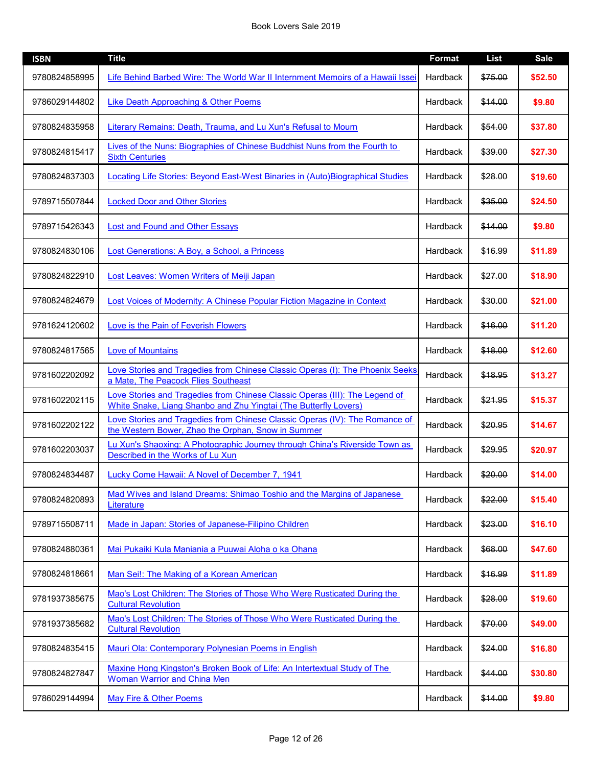| ISBN | Title | Format | List | Sale |
|---|---|---|---|---|
| 9780824858995 | Life Behind Barbed Wire: The World War II Internment Memoirs of a Hawaii Issei | Hardback | ~~$75.00~~ | **$52.50** |
| 9786029144802 | Like Death Approaching & Other Poems | Hardback | ~~$14.00~~ | **$9.80** |
| 9780824835958 | Literary Remains: Death, Trauma, and Lu Xun's Refusal to Mourn | Hardback | ~~$54.00~~ | **$37.80** |
| 9780824815417 | Lives of the Nuns: Biographies of Chinese Buddhist Nuns from the Fourth to Sixth Centuries | Hardback | ~~$39.00~~ | **$27.30** |
| 9780824837303 | Locating Life Stories: Beyond East-West Binaries in (Auto)Biographical Studies | Hardback | ~~$28.00~~ | **$19.60** |
| 9789715507844 | Locked Door and Other Stories | Hardback | ~~$35.00~~ | **$24.50** |
| 9789715426343 | Lost and Found and Other Essays | Hardback | ~~$14.00~~ | **$9.80** |
| 9780824830106 | Lost Generations: A Boy, a School, a Princess | Hardback | ~~$16.99~~ | **$11.89** |
| 9780824822910 | Lost Leaves: Women Writers of Meiji Japan | Hardback | ~~$27.00~~ | **$18.90** |
| 9780824824679 | Lost Voices of Modernity: A Chinese Popular Fiction Magazine in Context | Hardback | ~~$30.00~~ | **$21.00** |
| 9781624120602 | Love is the Pain of Feverish Flowers | Hardback | ~~$16.00~~ | **$11.20** |
| 9780824817565 | Love of Mountains | Hardback | ~~$18.00~~ | **$12.60** |
| 9781602202092 | Love Stories and Tragedies from Chinese Classic Operas (I): The Phoenix Seeks a Mate, The Peacock Flies Southeast | Hardback | ~~$18.95~~ | **$13.27** |
| 9781602202115 | Love Stories and Tragedies from Chinese Classic Operas (III): The Legend of White Snake, Liang Shanbo and Zhu Yingtai (The Butterfly Lovers) | Hardback | ~~$21.95~~ | **$15.37** |
| 9781602202122 | Love Stories and Tragedies from Chinese Classic Operas (IV): The Romance of the Western Bower, Zhao the Orphan, Snow in Summer | Hardback | ~~$20.95~~ | **$14.67** |
| 9781602203037 | Lu Xun's Shaoxing: A Photographic Journey through China's Riverside Town as Described in the Works of Lu Xun | Hardback | ~~$29.95~~ | **$20.97** |
| 9780824834487 | Lucky Come Hawaii: A Novel of December 7, 1941 | Hardback | ~~$20.00~~ | **$14.00** |
| 9780824820893 | Mad Wives and Island Dreams: Shimao Toshio and the Margins of Japanese Literature | Hardback | ~~$22.00~~ | **$15.40** |
| 9789715508711 | Made in Japan: Stories of Japanese-Filipino Children | Hardback | ~~$23.00~~ | **$16.10** |
| 9780824880361 | Mai Pukaiki Kula Maniania a Puuwai Aloha o ka Ohana | Hardback | ~~$68.00~~ | **$47.60** |
| 9780824818661 | Man Sei!: The Making of a Korean American | Hardback | ~~$16.99~~ | **$11.89** |
| 9781937385675 | Mao's Lost Children: The Stories of Those Who Were Rusticated During the Cultural Revolution | Hardback | ~~$28.00~~ | **$19.60** |
| 9781937385682 | Mao's Lost Children: The Stories of Those Who Were Rusticated During the Cultural Revolution | Hardback | ~~$70.00~~ | **$49.00** |
| 9780824835415 | Mauri Ola: Contemporary Polynesian Poems in English | Hardback | ~~$24.00~~ | **$16.80** |
| 9780824827847 | Maxine Hong Kingston's Broken Book of Life: An Intertextual Study of The Woman Warrior and China Men | Hardback | ~~$44.00~~ | **$30.80** |
| 9786029144994 | May Fire & Other Poems | Hardback | ~~$14.00~~ | **$9.80** |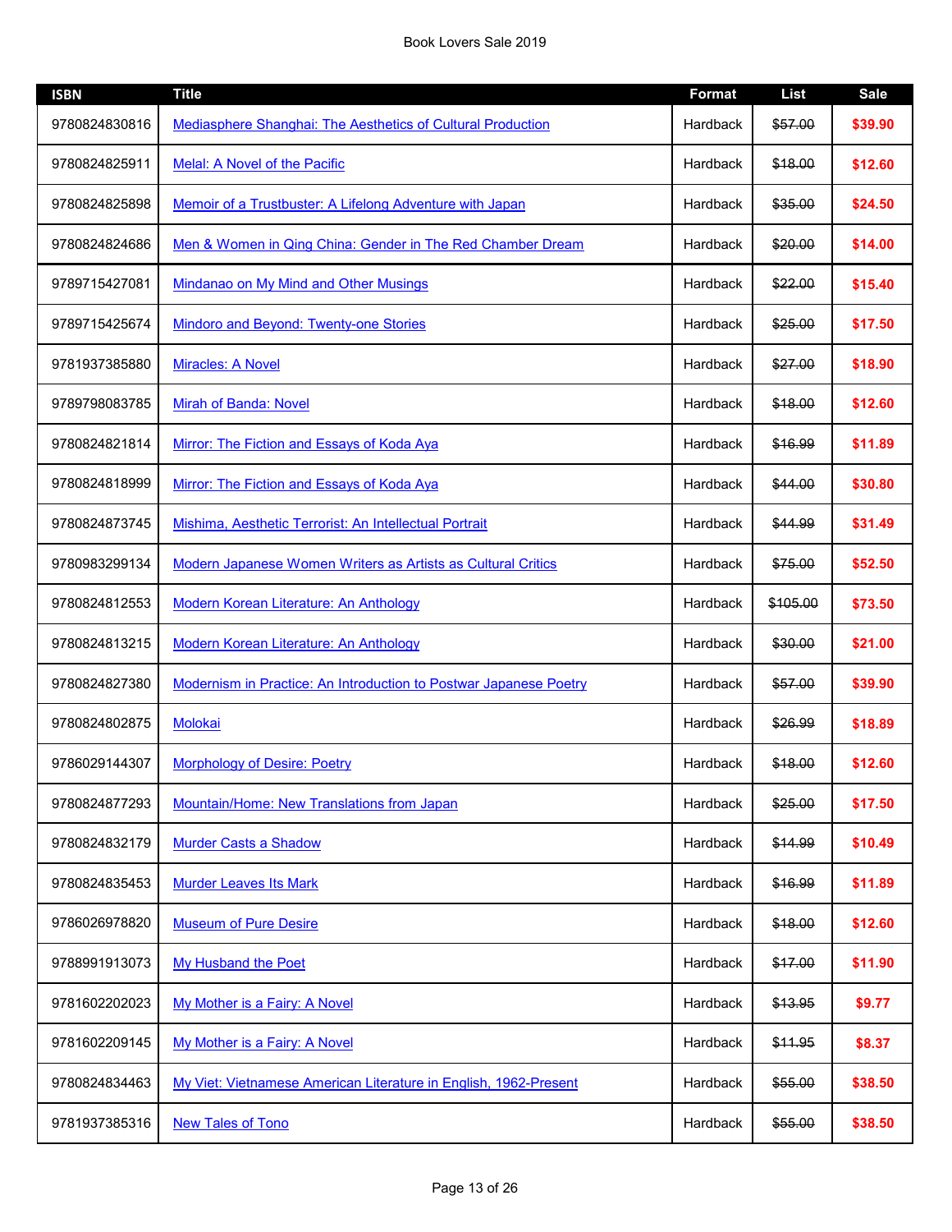| ISBN | Title | Format | List | Sale |
|---|---|---|---|---|
| 9780824830816 | Mediasphere Shanghai: The Aesthetics of Cultural Production | Hardback | ~~$57.00~~ | **$39.90** |
| 9780824825911 | Melal: A Novel of the Pacific | Hardback | ~~$18.00~~ | **$12.60** |
| 9780824825898 | Memoir of a Trustbuster: A Lifelong Adventure with Japan | Hardback | ~~$35.00~~ | **$24.50** |
| 9780824824686 | Men & Women in Qing China: Gender in The Red Chamber Dream | Hardback | ~~$20.00~~ | **$14.00** |
| 9789715427081 | Mindanao on My Mind and Other Musings | Hardback | ~~$22.00~~ | **$15.40** |
| 9789715425674 | Mindoro and Beyond: Twenty-one Stories | Hardback | ~~$25.00~~ | **$17.50** |
| 9781937385880 | Miracles: A Novel | Hardback | ~~$27.00~~ | **$18.90** |
| 9789798083785 | Mirah of Banda: Novel | Hardback | ~~$18.00~~ | **$12.60** |
| 9780824821814 | Mirror: The Fiction and Essays of Koda Aya | Hardback | ~~$16.99~~ | **$11.89** |
| 9780824818999 | Mirror: The Fiction and Essays of Koda Aya | Hardback | ~~$44.00~~ | **$30.80** |
| 9780824873745 | Mishima, Aesthetic Terrorist: An Intellectual Portrait | Hardback | ~~$44.99~~ | **$31.49** |
| 9780983299134 | Modern Japanese Women Writers as Artists as Cultural Critics | Hardback | ~~$75.00~~ | **$52.50** |
| 9780824812553 | Modern Korean Literature: An Anthology | Hardback | ~~$105.00~~ | **$73.50** |
| 9780824813215 | Modern Korean Literature: An Anthology | Hardback | ~~$30.00~~ | **$21.00** |
| 9780824827380 | Modernism in Practice: An Introduction to Postwar Japanese Poetry | Hardback | ~~$57.00~~ | **$39.90** |
| 9780824802875 | Molokai | Hardback | ~~$26.99~~ | **$18.89** |
| 9786029144307 | Morphology of Desire: Poetry | Hardback | ~~$18.00~~ | **$12.60** |
| 9780824877293 | Mountain/Home: New Translations from Japan | Hardback | ~~$25.00~~ | **$17.50** |
| 9780824832179 | Murder Casts a Shadow | Hardback | ~~$14.99~~ | **$10.49** |
| 9780824835453 | Murder Leaves Its Mark | Hardback | ~~$16.99~~ | **$11.89** |
| 9786026978820 | Museum of Pure Desire | Hardback | ~~$18.00~~ | **$12.60** |
| 9788991913073 | My Husband the Poet | Hardback | ~~$17.00~~ | **$11.90** |
| 9781602202023 | My Mother is a Fairy: A Novel | Hardback | ~~$13.95~~ | **$9.77** |
| 9781602209145 | My Mother is a Fairy: A Novel | Hardback | ~~$11.95~~ | **$8.37** |
| 9780824834463 | My Viet: Vietnamese American Literature in English, 1962-Present | Hardback | ~~$55.00~~ | **$38.50** |
| 9781937385316 | New Tales of Tono | Hardback | ~~$55.00~~ | **$38.50** |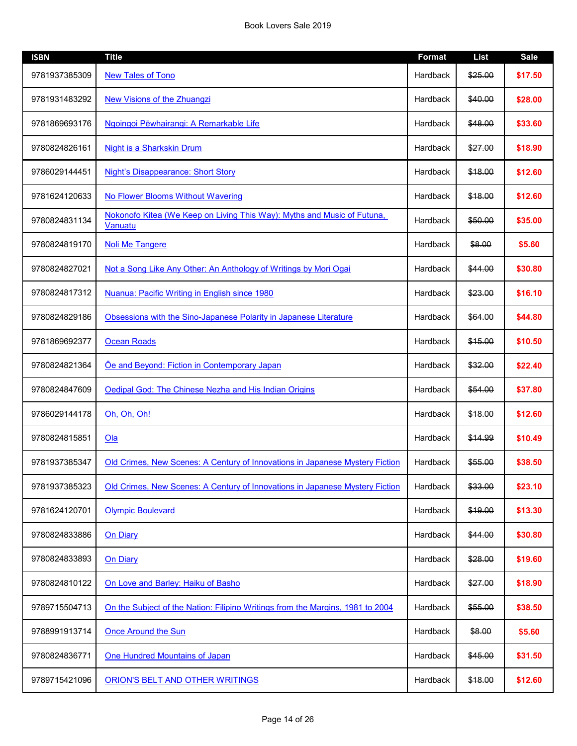| ISBN | Title | Format | List | Sale |
| --- | --- | --- | --- | --- |
| 9781937385309 | New Tales of Tono | Hardback | ~~$25.00~~ | **$17.50** |
| 9781931483292 | New Visions of the Zhuangzi | Hardback | ~~$40.00~~ | **$28.00** |
| 9781869693176 | Ngoingoi Pēwhairangi: A Remarkable Life | Hardback | ~~$48.00~~ | **$33.60** |
| 9780824826161 | Night is a Sharkskin Drum | Hardback | ~~$27.00~~ | **$18.90** |
| 9786029144451 | Night's Disappearance: Short Story | Hardback | ~~$18.00~~ | **$12.60** |
| 9781624120633 | No Flower Blooms Without Wavering | Hardback | ~~$18.00~~ | **$12.60** |
| 9780824831134 | Nokonofo Kitea (We Keep on Living This Way): Myths and Music of Futuna, Vanuatu | Hardback | ~~$50.00~~ | **$35.00** |
| 9780824819170 | Noli Me Tangere | Hardback | ~~$8.00~~ | **$5.60** |
| 9780824827021 | Not a Song Like Any Other: An Anthology of Writings by Mori Ogai | Hardback | ~~$44.00~~ | **$30.80** |
| 9780824817312 | Nuanua: Pacific Writing in English since 1980 | Hardback | ~~$23.00~~ | **$16.10** |
| 9780824829186 | Obsessions with the Sino-Japanese Polarity in Japanese Literature | Hardback | ~~$64.00~~ | **$44.80** |
| 9781869692377 | Ocean Roads | Hardback | ~~$15.00~~ | **$10.50** |
| 9780824821364 | Ōe and Beyond: Fiction in Contemporary Japan | Hardback | ~~$32.00~~ | **$22.40** |
| 9780824847609 | Oedipal God: The Chinese Nezha and His Indian Origins | Hardback | ~~$54.00~~ | **$37.80** |
| 9786029144178 | Oh, Oh, Oh! | Hardback | ~~$18.00~~ | **$12.60** |
| 9780824815851 | Ola | Hardback | ~~$14.99~~ | **$10.49** |
| 9781937385347 | Old Crimes, New Scenes: A Century of Innovations in Japanese Mystery Fiction | Hardback | ~~$55.00~~ | **$38.50** |
| 9781937385323 | Old Crimes, New Scenes: A Century of Innovations in Japanese Mystery Fiction | Hardback | ~~$33.00~~ | **$23.10** |
| 9781624120701 | Olympic Boulevard | Hardback | ~~$19.00~~ | **$13.30** |
| 9780824833886 | On Diary | Hardback | ~~$44.00~~ | **$30.80** |
| 9780824833893 | On Diary | Hardback | ~~$28.00~~ | **$19.60** |
| 9780824810122 | On Love and Barley: Haiku of Basho | Hardback | ~~$27.00~~ | **$18.90** |
| 9789715504713 | On the Subject of the Nation: Filipino Writings from the Margins, 1981 to 2004 | Hardback | ~~$55.00~~ | **$38.50** |
| 9788991913714 | Once Around the Sun | Hardback | ~~$8.00~~ | **$5.60** |
| 9780824836771 | One Hundred Mountains of Japan | Hardback | ~~$45.00~~ | **$31.50** |
| 9789715421096 | ORION'S BELT AND OTHER WRITINGS | Hardback | ~~$18.00~~ | **$12.60** |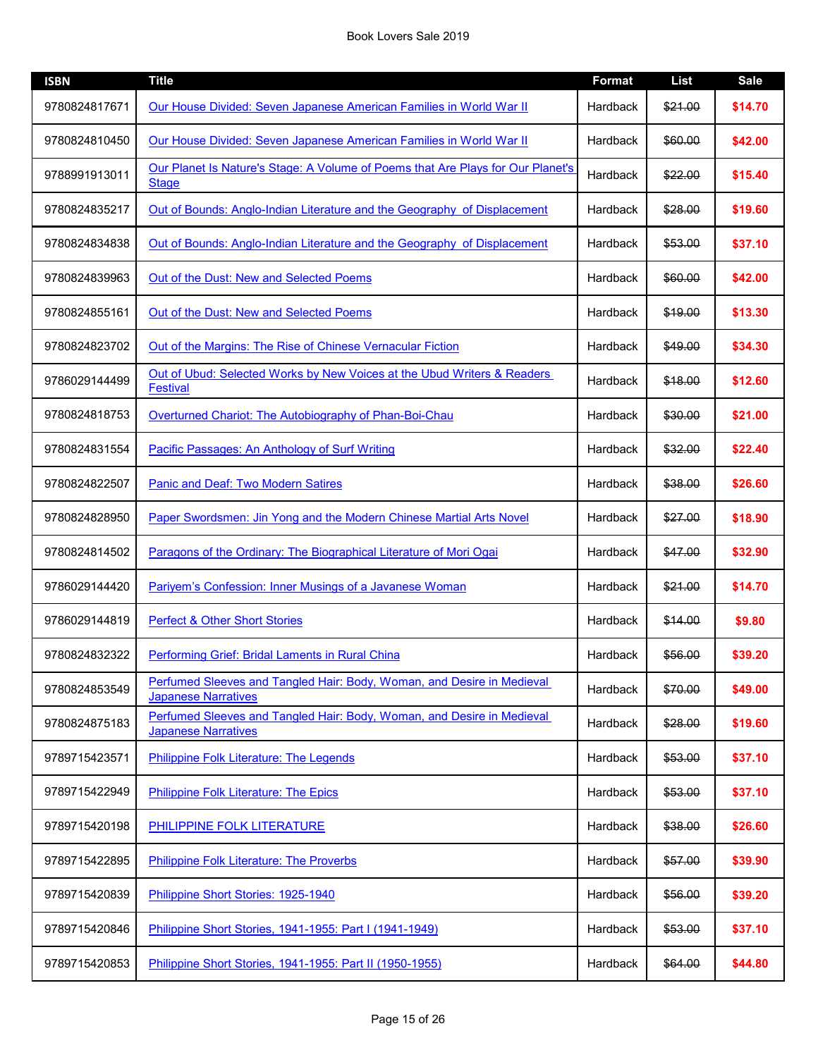Book Lovers Sale 2019

| ISBN | Title | Format | List | Sale |
|---|---|---|---|---|
| 9780824817671 | Our House Divided: Seven Japanese American Families in World War II | Hardback | ~~$21.00~~ | **$14.70** |
| 9780824810450 | Our House Divided: Seven Japanese American Families in World War II | Hardback | ~~$60.00~~ | **$42.00** |
| 9788991913011 | Our Planet Is Nature's Stage: A Volume of Poems that Are Plays for Our Planet's Stage | Hardback | ~~$22.00~~ | **$15.40** |
| 9780824835217 | Out of Bounds: Anglo-Indian Literature and the Geography of Displacement | Hardback | ~~$28.00~~ | **$19.60** |
| 9780824834838 | Out of Bounds: Anglo-Indian Literature and the Geography of Displacement | Hardback | ~~$53.00~~ | **$37.10** |
| 9780824839963 | Out of the Dust: New and Selected Poems | Hardback | ~~$60.00~~ | **$42.00** |
| 9780824855161 | Out of the Dust: New and Selected Poems | Hardback | ~~$19.00~~ | **$13.30** |
| 9780824823702 | Out of the Margins: The Rise of Chinese Vernacular Fiction | Hardback | ~~$49.00~~ | **$34.30** |
| 9786029144499 | Out of Ubud: Selected Works by New Voices at the Ubud Writers & Readers Festival | Hardback | ~~$18.00~~ | **$12.60** |
| 9780824818753 | Overturned Chariot: The Autobiography of Phan-Boi-Chau | Hardback | ~~$30.00~~ | **$21.00** |
| 9780824831554 | Pacific Passages: An Anthology of Surf Writing | Hardback | ~~$32.00~~ | **$22.40** |
| 9780824822507 | Panic and Deaf: Two Modern Satires | Hardback | ~~$38.00~~ | **$26.60** |
| 9780824828950 | Paper Swordsmen: Jin Yong and the Modern Chinese Martial Arts Novel | Hardback | ~~$27.00~~ | **$18.90** |
| 9780824814502 | Paragons of the Ordinary: The Biographical Literature of Mori Ogai | Hardback | ~~$47.00~~ | **$32.90** |
| 9786029144420 | Pariyem's Confession: Inner Musings of a Javanese Woman | Hardback | ~~$21.00~~ | **$14.70** |
| 9786029144819 | Perfect & Other Short Stories | Hardback | ~~$14.00~~ | **$9.80** |
| 9780824832322 | Performing Grief: Bridal Laments in Rural China | Hardback | ~~$56.00~~ | **$39.20** |
| 9780824853549 | Perfumed Sleeves and Tangled Hair: Body, Woman, and Desire in Medieval Japanese Narratives | Hardback | ~~$70.00~~ | **$49.00** |
| 9780824875183 | Perfumed Sleeves and Tangled Hair: Body, Woman, and Desire in Medieval Japanese Narratives | Hardback | ~~$28.00~~ | **$19.60** |
| 9789715423571 | Philippine Folk Literature: The Legends | Hardback | ~~$53.00~~ | **$37.10** |
| 9789715422949 | Philippine Folk Literature: The Epics | Hardback | ~~$53.00~~ | **$37.10** |
| 9789715420198 | PHILIPPINE FOLK LITERATURE | Hardback | ~~$38.00~~ | **$26.60** |
| 9789715422895 | Philippine Folk Literature: The Proverbs | Hardback | ~~$57.00~~ | **$39.90** |
| 9789715420839 | Philippine Short Stories: 1925-1940 | Hardback | ~~$56.00~~ | **$39.20** |
| 9789715420846 | Philippine Short Stories, 1941-1955: Part I (1941-1949) | Hardback | ~~$53.00~~ | **$37.10** |
| 9789715420853 | Philippine Short Stories, 1941-1955: Part II (1950-1955) | Hardback | ~~$64.00~~ | **$44.80** |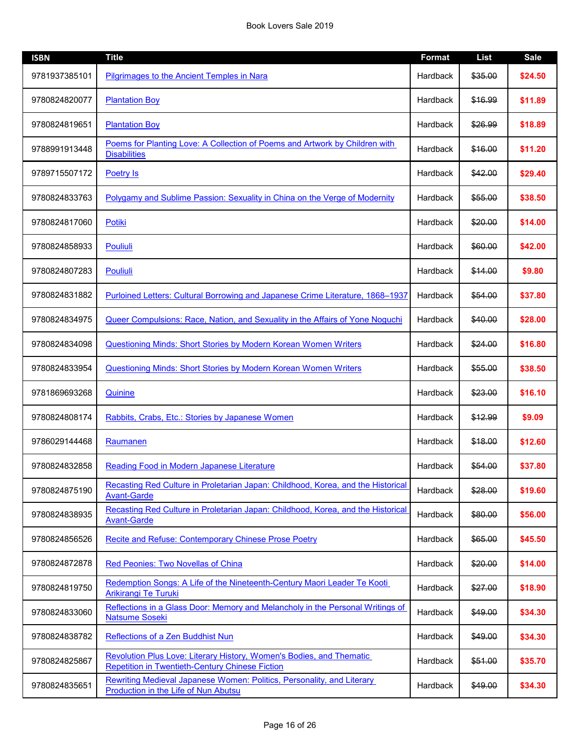Book Lovers Sale 2019

| ISBN | Title | Format | List | Sale |
|---|---|---|---|---|
| 9781937385101 | Pilgrimages to the Ancient Temples in Nara | Hardback | ~~$35.00~~ | $24.50 |
| 9780824820077 | Plantation Boy | Hardback | ~~$16.99~~ | $11.89 |
| 9780824819651 | Plantation Boy | Hardback | ~~$26.99~~ | $18.89 |
| 9788991913448 | Poems for Planting Love: A Collection of Poems and Artwork by Children with Disabilities | Hardback | ~~$16.00~~ | $11.20 |
| 9789715507172 | Poetry Is | Hardback | ~~$42.00~~ | $29.40 |
| 9780824833763 | Polygamy and Sublime Passion: Sexuality in China on the Verge of Modernity | Hardback | ~~$55.00~~ | $38.50 |
| 9780824817060 | Potiki | Hardback | ~~$20.00~~ | $14.00 |
| 9780824858933 | Pouliuli | Hardback | ~~$60.00~~ | $42.00 |
| 9780824807283 | Pouliuli | Hardback | ~~$14.00~~ | $9.80 |
| 9780824831882 | Purloined Letters: Cultural Borrowing and Japanese Crime Literature, 1868–1937 | Hardback | ~~$54.00~~ | $37.80 |
| 9780824834975 | Queer Compulsions: Race, Nation, and Sexuality in the Affairs of Yone Noguchi | Hardback | ~~$40.00~~ | $28.00 |
| 9780824834098 | Questioning Minds: Short Stories by Modern Korean Women Writers | Hardback | ~~$24.00~~ | $16.80 |
| 9780824833954 | Questioning Minds: Short Stories by Modern Korean Women Writers | Hardback | ~~$55.00~~ | $38.50 |
| 9781869693268 | Quinine | Hardback | ~~$23.00~~ | $16.10 |
| 9780824808174 | Rabbits, Crabs, Etc.: Stories by Japanese Women | Hardback | ~~$12.99~~ | $9.09 |
| 9786029144468 | Raumanen | Hardback | ~~$18.00~~ | $12.60 |
| 9780824832858 | Reading Food in Modern Japanese Literature | Hardback | ~~$54.00~~ | $37.80 |
| 9780824875190 | Recasting Red Culture in Proletarian Japan: Childhood, Korea, and the Historical Avant-Garde | Hardback | ~~$28.00~~ | $19.60 |
| 9780824838935 | Recasting Red Culture in Proletarian Japan: Childhood, Korea, and the Historical Avant-Garde | Hardback | ~~$80.00~~ | $56.00 |
| 9780824856526 | Recite and Refuse: Contemporary Chinese Prose Poetry | Hardback | ~~$65.00~~ | $45.50 |
| 9780824872878 | Red Peonies: Two Novellas of China | Hardback | ~~$20.00~~ | $14.00 |
| 9780824819750 | Redemption Songs: A Life of the Nineteenth-Century Maori Leader Te Kooti Arikirangi Te Turuki | Hardback | ~~$27.00~~ | $18.90 |
| 9780824833060 | Reflections in a Glass Door: Memory and Melancholy in the Personal Writings of Natsume Soseki | Hardback | ~~$49.00~~ | $34.30 |
| 9780824838782 | Reflections of a Zen Buddhist Nun | Hardback | ~~$49.00~~ | $34.30 |
| 9780824825867 | Revolution Plus Love: Literary History, Women's Bodies, and Thematic Repetition in Twentieth-Century Chinese Fiction | Hardback | ~~$51.00~~ | $35.70 |
| 9780824835651 | Rewriting Medieval Japanese Women: Politics, Personality, and Literary Production in the Life of Nun Abutsu | Hardback | ~~$49.00~~ | $34.30 |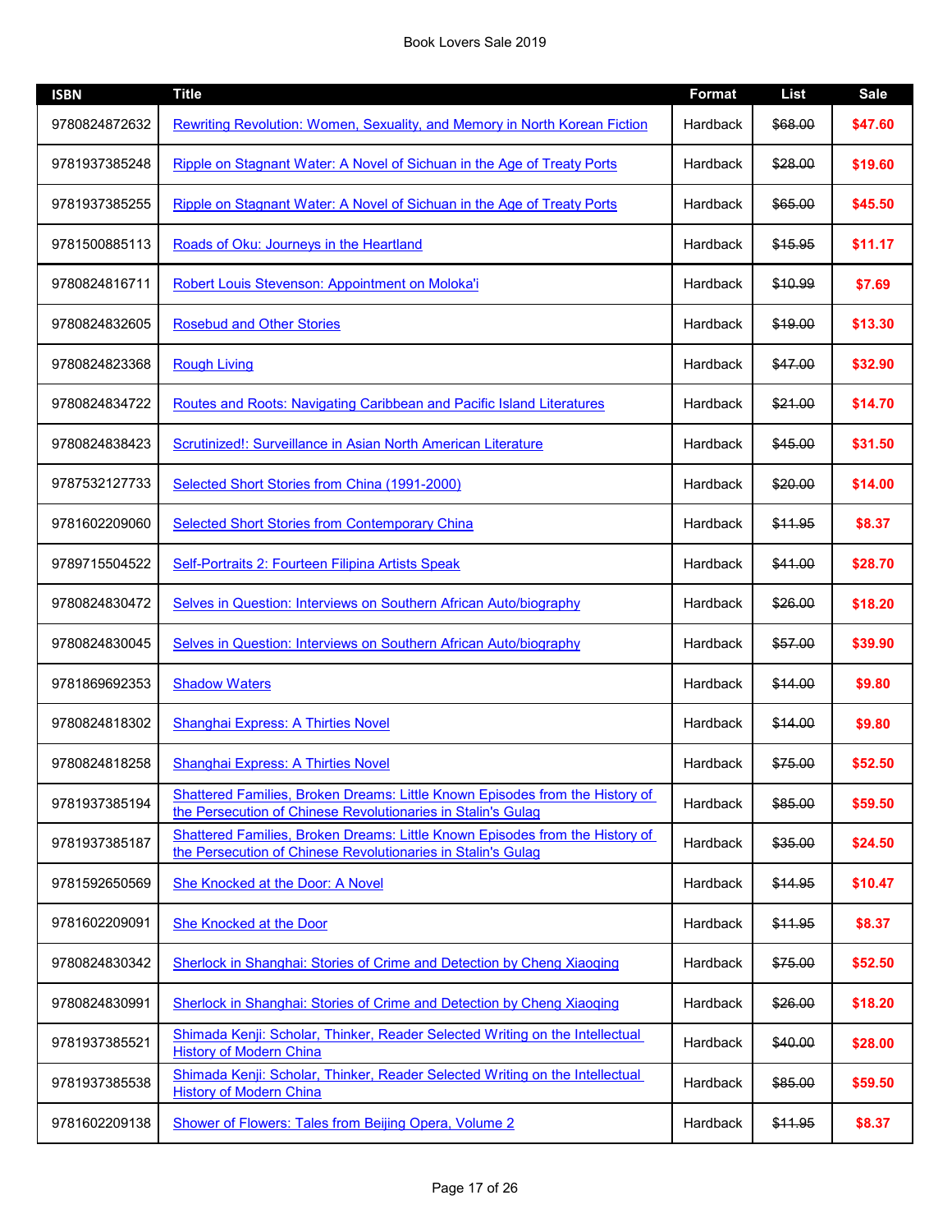Book Lovers Sale 2019

| ISBN | Title | Format | List | Sale |
|---|---|---|---|---|
| 9780824872632 | Rewriting Revolution: Women, Sexuality, and Memory in North Korean Fiction | Hardback | ~~$68.00~~ | **$47.60** |
| 9781937385248 | Ripple on Stagnant Water: A Novel of Sichuan in the Age of Treaty Ports | Hardback | ~~$28.00~~ | **$19.60** |
| 9781937385255 | Ripple on Stagnant Water: A Novel of Sichuan in the Age of Treaty Ports | Hardback | ~~$65.00~~ | **$45.50** |
| 9781500885113 | Roads of Oku: Journeys in the Heartland | Hardback | ~~$15.95~~ | **$11.17** |
| 9780824816711 | Robert Louis Stevenson: Appointment on Moloka'i | Hardback | ~~$10.99~~ | **$7.69** |
| 9780824832605 | Rosebud and Other Stories | Hardback | ~~$19.00~~ | **$13.30** |
| 9780824823368 | Rough Living | Hardback | ~~$47.00~~ | **$32.90** |
| 9780824834722 | Routes and Roots: Navigating Caribbean and Pacific Island Literatures | Hardback | ~~$21.00~~ | **$14.70** |
| 9780824838423 | Scrutinized!: Surveillance in Asian North American Literature | Hardback | ~~$45.00~~ | **$31.50** |
| 9787532127733 | Selected Short Stories from China (1991-2000) | Hardback | ~~$20.00~~ | **$14.00** |
| 9781602209060 | Selected Short Stories from Contemporary China | Hardback | ~~$11.95~~ | **$8.37** |
| 9789715504522 | Self-Portraits 2: Fourteen Filipina Artists Speak | Hardback | ~~$41.00~~ | **$28.70** |
| 9780824830472 | Selves in Question: Interviews on Southern African Auto/biography | Hardback | ~~$26.00~~ | **$18.20** |
| 9780824830045 | Selves in Question: Interviews on Southern African Auto/biography | Hardback | ~~$57.00~~ | **$39.90** |
| 9781869692353 | Shadow Waters | Hardback | ~~$14.00~~ | **$9.80** |
| 9780824818302 | Shanghai Express: A Thirties Novel | Hardback | ~~$14.00~~ | **$9.80** |
| 9780824818258 | Shanghai Express: A Thirties Novel | Hardback | ~~$75.00~~ | **$52.50** |
| 9781937385194 | Shattered Families, Broken Dreams: Little Known Episodes from the History of the Persecution of Chinese Revolutionaries in Stalin's Gulag | Hardback | ~~$85.00~~ | **$59.50** |
| 9781937385187 | Shattered Families, Broken Dreams: Little Known Episodes from the History of the Persecution of Chinese Revolutionaries in Stalin's Gulag | Hardback | ~~$35.00~~ | **$24.50** |
| 9781592650569 | She Knocked at the Door: A Novel | Hardback | ~~$14.95~~ | **$10.47** |
| 9781602209091 | She Knocked at the Door | Hardback | ~~$11.95~~ | **$8.37** |
| 9780824830342 | Sherlock in Shanghai: Stories of Crime and Detection by Cheng Xiaoqing | Hardback | ~~$75.00~~ | **$52.50** |
| 9780824830991 | Sherlock in Shanghai: Stories of Crime and Detection by Cheng Xiaoqing | Hardback | ~~$26.00~~ | **$18.20** |
| 9781937385521 | Shimada Kenji: Scholar, Thinker, Reader Selected Writing on the Intellectual History of Modern China | Hardback | ~~$40.00~~ | **$28.00** |
| 9781937385538 | Shimada Kenji: Scholar, Thinker, Reader Selected Writing on the Intellectual History of Modern China | Hardback | ~~$85.00~~ | **$59.50** |
| 9781602209138 | Shower of Flowers: Tales from Beijing Opera, Volume 2 | Hardback | ~~$11.95~~ | **$8.37** |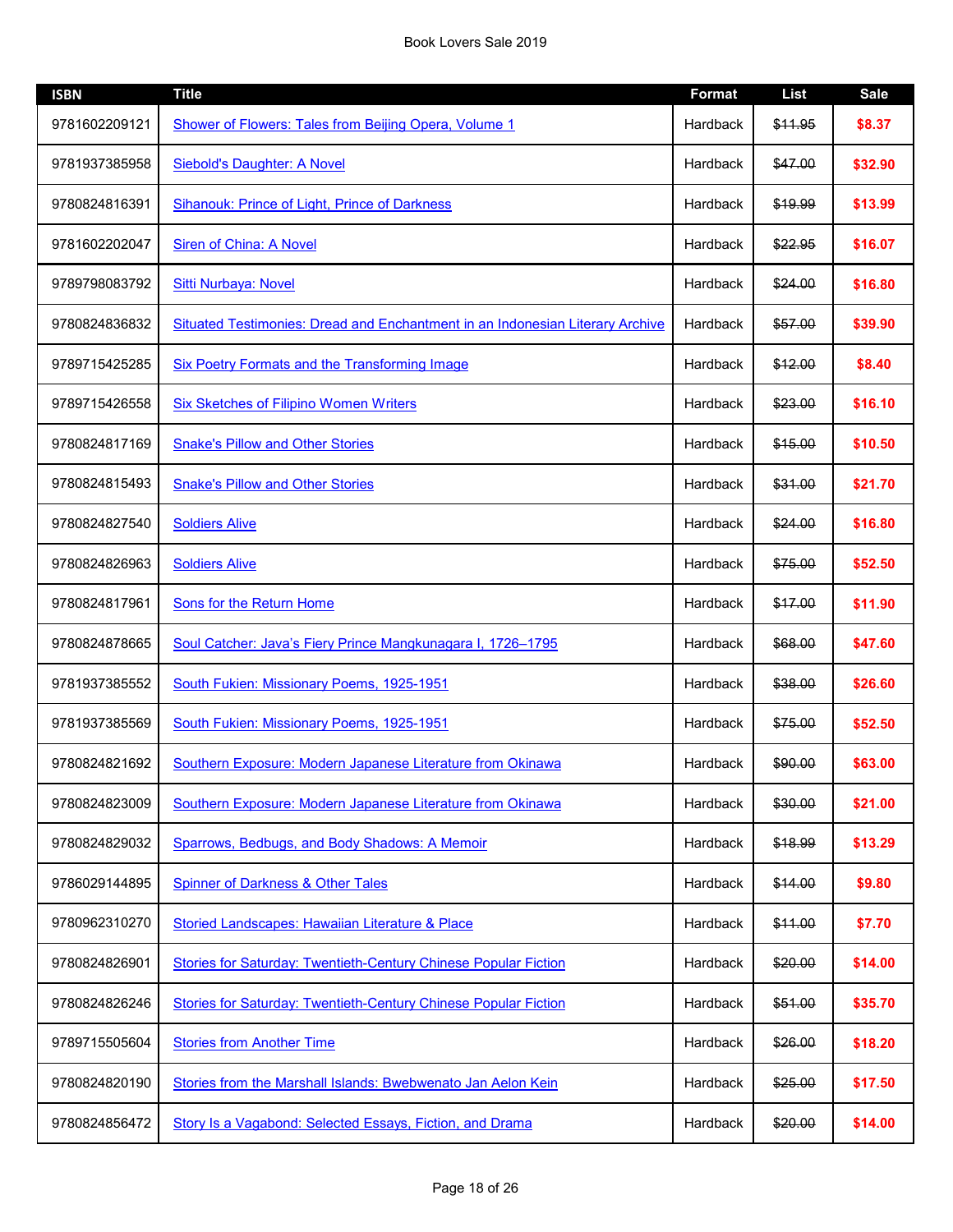| ISBN | Title | Format | List | Sale |
|---|---|---|---|---|
| 9781602209121 | Shower of Flowers: Tales from Beijing Opera, Volume 1 | Hardback | ~~$11.95~~ | **$8.37** |
| 9781937385958 | Siebold's Daughter: A Novel | Hardback | ~~$47.00~~ | **$32.90** |
| 9780824816391 | Sihanouk: Prince of Light, Prince of Darkness | Hardback | ~~$19.99~~ | **$13.99** |
| 9781602202047 | Siren of China: A Novel | Hardback | ~~$22.95~~ | **$16.07** |
| 9789798083792 | Sitti Nurbaya: Novel | Hardback | ~~$24.00~~ | **$16.80** |
| 9780824836832 | Situated Testimonies: Dread and Enchantment in an Indonesian Literary Archive | Hardback | ~~$57.00~~ | **$39.90** |
| 9789715425285 | Six Poetry Formats and the Transforming Image | Hardback | ~~$12.00~~ | **$8.40** |
| 9789715426558 | Six Sketches of Filipino Women Writers | Hardback | ~~$23.00~~ | **$16.10** |
| 9780824817169 | Snake's Pillow and Other Stories | Hardback | ~~$15.00~~ | **$10.50** |
| 9780824815493 | Snake's Pillow and Other Stories | Hardback | ~~$31.00~~ | **$21.70** |
| 9780824827540 | Soldiers Alive | Hardback | ~~$24.00~~ | **$16.80** |
| 9780824826963 | Soldiers Alive | Hardback | ~~$75.00~~ | **$52.50** |
| 9780824817961 | Sons for the Return Home | Hardback | ~~$17.00~~ | **$11.90** |
| 9780824878665 | Soul Catcher: Java's Fiery Prince Mangkunagara I, 1726–1795 | Hardback | ~~$68.00~~ | **$47.60** |
| 9781937385552 | South Fukien: Missionary Poems, 1925-1951 | Hardback | ~~$38.00~~ | **$26.60** |
| 9781937385569 | South Fukien: Missionary Poems, 1925-1951 | Hardback | ~~$75.00~~ | **$52.50** |
| 9780824821692 | Southern Exposure: Modern Japanese Literature from Okinawa | Hardback | ~~$90.00~~ | **$63.00** |
| 9780824823009 | Southern Exposure: Modern Japanese Literature from Okinawa | Hardback | ~~$30.00~~ | **$21.00** |
| 9780824829032 | Sparrows, Bedbugs, and Body Shadows: A Memoir | Hardback | ~~$18.99~~ | **$13.29** |
| 9786029144895 | Spinner of Darkness & Other Tales | Hardback | ~~$14.00~~ | **$9.80** |
| 9780962310270 | Storied Landscapes: Hawaiian Literature & Place | Hardback | ~~$11.00~~ | **$7.70** |
| 9780824826901 | Stories for Saturday: Twentieth-Century Chinese Popular Fiction | Hardback | ~~$20.00~~ | **$14.00** |
| 9780824826246 | Stories for Saturday: Twentieth-Century Chinese Popular Fiction | Hardback | ~~$51.00~~ | **$35.70** |
| 9789715505604 | Stories from Another Time | Hardback | ~~$26.00~~ | **$18.20** |
| 9780824820190 | Stories from the Marshall Islands: Bwebwenato Jan Aelon Kein | Hardback | ~~$25.00~~ | **$17.50** |
| 9780824856472 | Story Is a Vagabond: Selected Essays, Fiction, and Drama | Hardback | ~~$20.00~~ | **$14.00** |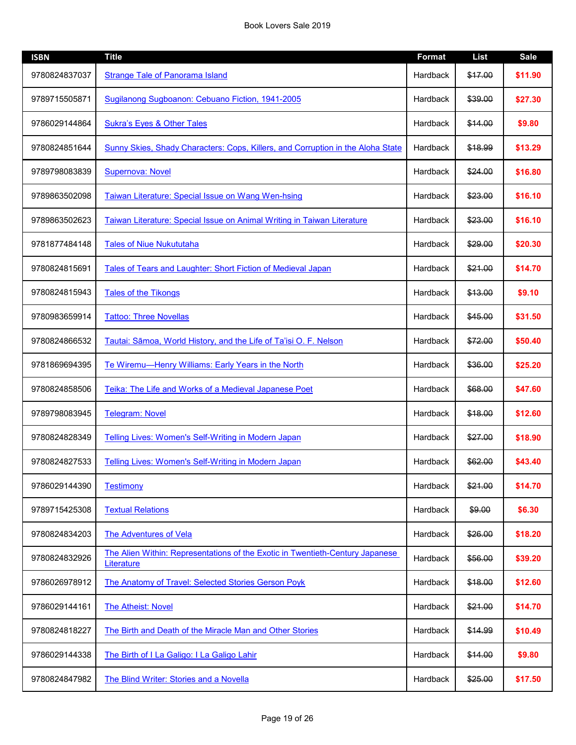| ISBN | Title | Format | List | Sale |
|---|---|---|---|---|
| 9780824837037 | Strange Tale of Panorama Island | Hardback | ~~$17.00~~ | $11.90 |
| 9789715505871 | Sugilanong Sugboanon: Cebuano Fiction, 1941-2005 | Hardback | ~~$39.00~~ | $27.30 |
| 9786029144864 | Sukra's Eyes & Other Tales | Hardback | ~~$14.00~~ | $9.80 |
| 9780824851644 | Sunny Skies, Shady Characters: Cops, Killers, and Corruption in the Aloha State | Hardback | ~~$18.99~~ | $13.29 |
| 9789798083839 | Supernova: Novel | Hardback | ~~$24.00~~ | $16.80 |
| 9789863502098 | Taiwan Literature: Special Issue on Wang Wen-hsing | Hardback | ~~$23.00~~ | $16.10 |
| 9789863502623 | Taiwan Literature: Special Issue on Animal Writing in Taiwan Literature | Hardback | ~~$23.00~~ | $16.10 |
| 9781877484148 | Tales of Niue Nukututaha | Hardback | ~~$29.00~~ | $20.30 |
| 9780824815691 | Tales of Tears and Laughter: Short Fiction of Medieval Japan | Hardback | ~~$21.00~~ | $14.70 |
| 9780824815943 | Tales of the Tikongs | Hardback | ~~$13.00~~ | $9.10 |
| 9780983659914 | Tattoo: Three Novellas | Hardback | ~~$45.00~~ | $31.50 |
| 9780824866532 | Tautai: Sāmoa, World History, and the Life of Ta'isi O. F. Nelson | Hardback | ~~$72.00~~ | $50.40 |
| 9781869694395 | Te Wiremu—Henry Williams: Early Years in the North | Hardback | ~~$36.00~~ | $25.20 |
| 9780824858506 | Teika: The Life and Works of a Medieval Japanese Poet | Hardback | ~~$68.00~~ | $47.60 |
| 9789798083945 | Telegram: Novel | Hardback | ~~$18.00~~ | $12.60 |
| 9780824828349 | Telling Lives: Women's Self-Writing in Modern Japan | Hardback | ~~$27.00~~ | $18.90 |
| 9780824827533 | Telling Lives: Women's Self-Writing in Modern Japan | Hardback | ~~$62.00~~ | $43.40 |
| 9786029144390 | Testimony | Hardback | ~~$21.00~~ | $14.70 |
| 9789715425308 | Textual Relations | Hardback | ~~$9.00~~ | $6.30 |
| 9780824834203 | The Adventures of Vela | Hardback | ~~$26.00~~ | $18.20 |
| 9780824832926 | The Alien Within: Representations of the Exotic in Twentieth-Century Japanese Literature | Hardback | ~~$56.00~~ | $39.20 |
| 9786026978912 | The Anatomy of Travel: Selected Stories Gerson Poyk | Hardback | ~~$18.00~~ | $12.60 |
| 9786029144161 | The Atheist: Novel | Hardback | ~~$21.00~~ | $14.70 |
| 9780824818227 | The Birth and Death of the Miracle Man and Other Stories | Hardback | ~~$14.99~~ | $10.49 |
| 9786029144338 | The Birth of I La Galigo: I La Galigo Lahir | Hardback | ~~$14.00~~ | $9.80 |
| 9780824847982 | The Blind Writer: Stories and a Novella | Hardback | ~~$25.00~~ | $17.50 |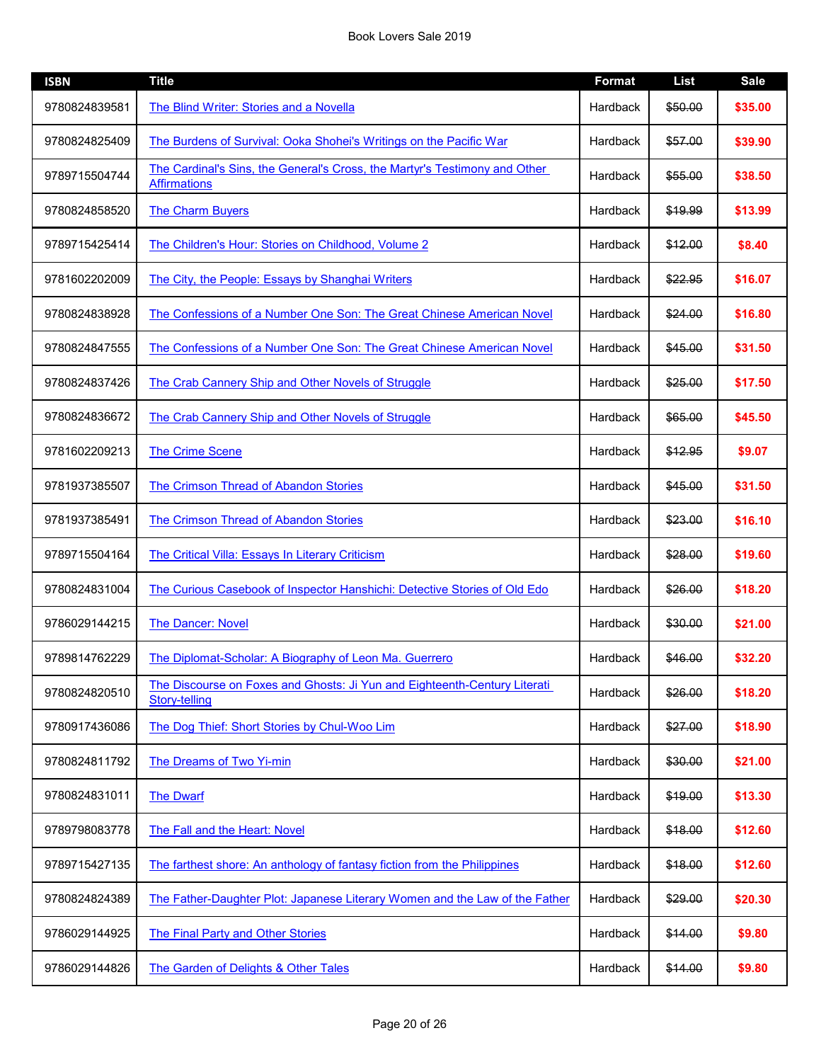| ISBN | Title | Format | List | Sale |
|---|---|---|---|---|
| 9780824839581 | The Blind Writer: Stories and a Novella | Hardback | ~~$50.00~~ | **$35.00** |
| 9780824825409 | The Burdens of Survival: Ooka Shohei's Writings on the Pacific War | Hardback | ~~$57.00~~ | **$39.90** |
| 9789715504744 | The Cardinal's Sins, the General's Cross, the Martyr's Testimony and Other Affirmations | Hardback | ~~$55.00~~ | **$38.50** |
| 9780824858520 | The Charm Buyers | Hardback | ~~$19.99~~ | **$13.99** |
| 9789715425414 | The Children's Hour: Stories on Childhood, Volume 2 | Hardback | ~~$12.00~~ | **$8.40** |
| 9781602202009 | The City, the People: Essays by Shanghai Writers | Hardback | ~~$22.95~~ | **$16.07** |
| 9780824838928 | The Confessions of a Number One Son: The Great Chinese American Novel | Hardback | ~~$24.00~~ | **$16.80** |
| 9780824847555 | The Confessions of a Number One Son: The Great Chinese American Novel | Hardback | ~~$45.00~~ | **$31.50** |
| 9780824837426 | The Crab Cannery Ship and Other Novels of Struggle | Hardback | ~~$25.00~~ | **$17.50** |
| 9780824836672 | The Crab Cannery Ship and Other Novels of Struggle | Hardback | ~~$65.00~~ | **$45.50** |
| 9781602209213 | The Crime Scene | Hardback | ~~$12.95~~ | **$9.07** |
| 9781937385507 | The Crimson Thread of Abandon Stories | Hardback | ~~$45.00~~ | **$31.50** |
| 9781937385491 | The Crimson Thread of Abandon Stories | Hardback | ~~$23.00~~ | **$16.10** |
| 9789715504164 | The Critical Villa: Essays In Literary Criticism | Hardback | ~~$28.00~~ | **$19.60** |
| 9780824831004 | The Curious Casebook of Inspector Hanshichi: Detective Stories of Old Edo | Hardback | ~~$26.00~~ | **$18.20** |
| 9786029144215 | The Dancer: Novel | Hardback | ~~$30.00~~ | **$21.00** |
| 9789814762229 | The Diplomat-Scholar: A Biography of Leon Ma. Guerrero | Hardback | ~~$46.00~~ | **$32.20** |
| 9780824820510 | The Discourse on Foxes and Ghosts: Ji Yun and Eighteenth-Century Literati Story-telling | Hardback | ~~$26.00~~ | **$18.20** |
| 9780917436086 | The Dog Thief: Short Stories by Chul-Woo Lim | Hardback | ~~$27.00~~ | **$18.90** |
| 9780824811792 | The Dreams of Two Yi-min | Hardback | ~~$30.00~~ | **$21.00** |
| 9780824831011 | The Dwarf | Hardback | ~~$19.00~~ | **$13.30** |
| 9789798083778 | The Fall and the Heart: Novel | Hardback | ~~$18.00~~ | **$12.60** |
| 9789715427135 | The farthest shore: An anthology of fantasy fiction from the Philippines | Hardback | ~~$18.00~~ | **$12.60** |
| 9780824824389 | The Father-Daughter Plot: Japanese Literary Women and the Law of the Father | Hardback | ~~$29.00~~ | **$20.30** |
| 9786029144925 | The Final Party and Other Stories | Hardback | ~~$14.00~~ | **$9.80** |
| 9786029144826 | The Garden of Delights & Other Tales | Hardback | ~~$14.00~~ | **$9.80** |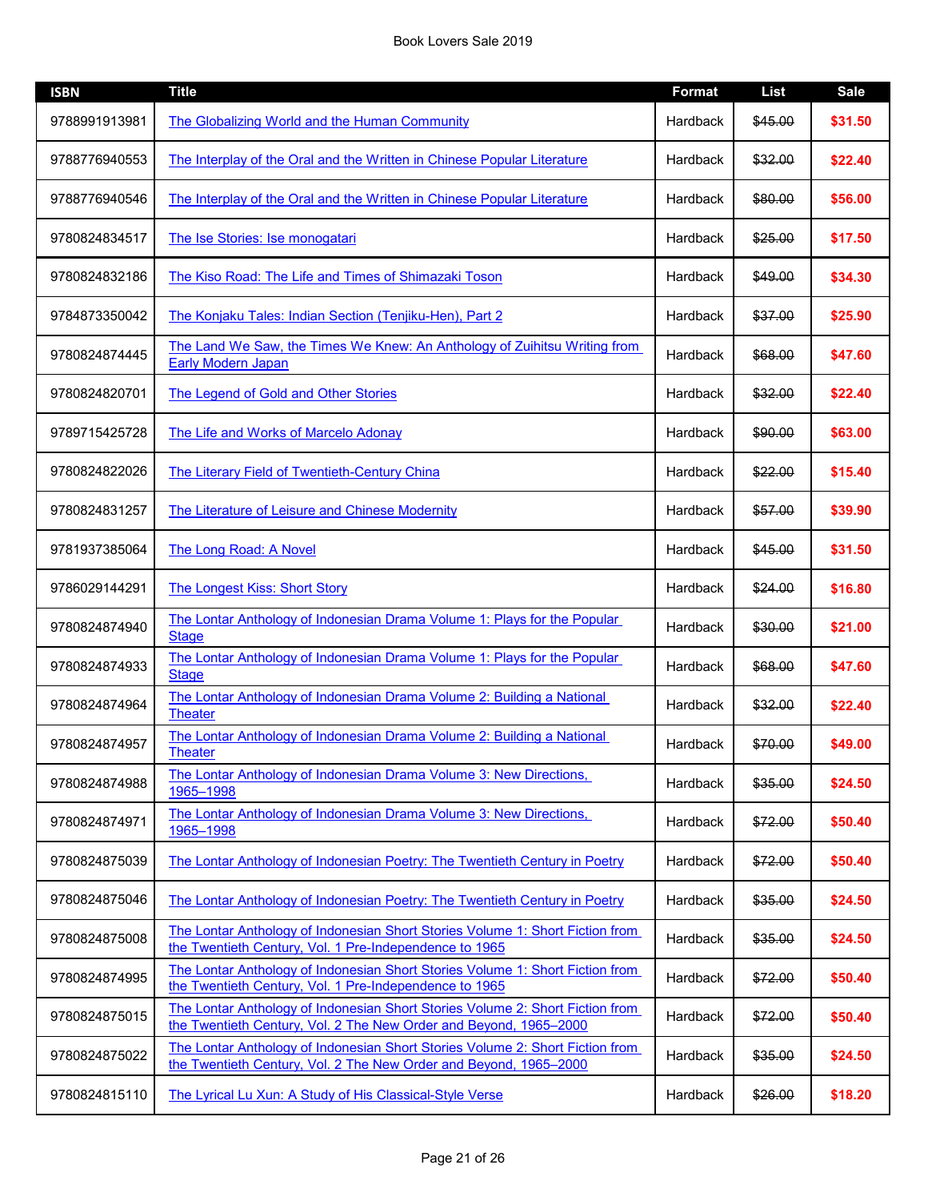Book Lovers Sale 2019

| ISBN | Title | Format | List | Sale |
|---|---|---|---|---|
| 9788991913981 | The Globalizing World and the Human Community | Hardback | ~~$45.00~~ | **$31.50** |
| 9788776940553 | The Interplay of the Oral and the Written in Chinese Popular Literature | Hardback | ~~$32.00~~ | **$22.40** |
| 9788776940546 | The Interplay of the Oral and the Written in Chinese Popular Literature | Hardback | ~~$80.00~~ | **$56.00** |
| 9780824834517 | The Ise Stories: Ise monogatari | Hardback | ~~$25.00~~ | **$17.50** |
| 9780824832186 | The Kiso Road: The Life and Times of Shimazaki Toson | Hardback | ~~$49.00~~ | **$34.30** |
| 9784873350042 | The Konjaku Tales: Indian Section (Tenjiku-Hen), Part 2 | Hardback | ~~$37.00~~ | **$25.90** |
| 9780824874445 | The Land We Saw, the Times We Knew: An Anthology of Zuihitsu Writing from Early Modern Japan | Hardback | ~~$68.00~~ | **$47.60** |
| 9780824820701 | The Legend of Gold and Other Stories | Hardback | ~~$32.00~~ | **$22.40** |
| 9789715425728 | The Life and Works of Marcelo Adonay | Hardback | ~~$90.00~~ | **$63.00** |
| 9780824822026 | The Literary Field of Twentieth-Century China | Hardback | ~~$22.00~~ | **$15.40** |
| 9780824831257 | The Literature of Leisure and Chinese Modernity | Hardback | ~~$57.00~~ | **$39.90** |
| 9781937385064 | The Long Road: A Novel | Hardback | ~~$45.00~~ | **$31.50** |
| 9786029144291 | The Longest Kiss: Short Story | Hardback | ~~$24.00~~ | **$16.80** |
| 9780824874940 | The Lontar Anthology of Indonesian Drama Volume 1: Plays for the Popular Stage | Hardback | ~~$30.00~~ | **$21.00** |
| 9780824874933 | The Lontar Anthology of Indonesian Drama Volume 1: Plays for the Popular Stage | Hardback | ~~$68.00~~ | **$47.60** |
| 9780824874964 | The Lontar Anthology of Indonesian Drama Volume 2: Building a National Theater | Hardback | ~~$32.00~~ | **$22.40** |
| 9780824874957 | The Lontar Anthology of Indonesian Drama Volume 2: Building a National Theater | Hardback | ~~$70.00~~ | **$49.00** |
| 9780824874988 | The Lontar Anthology of Indonesian Drama Volume 3: New Directions, 1965–1998 | Hardback | ~~$35.00~~ | **$24.50** |
| 9780824874971 | The Lontar Anthology of Indonesian Drama Volume 3: New Directions, 1965–1998 | Hardback | ~~$72.00~~ | **$50.40** |
| 9780824875039 | The Lontar Anthology of Indonesian Poetry: The Twentieth Century in Poetry | Hardback | ~~$72.00~~ | **$50.40** |
| 9780824875046 | The Lontar Anthology of Indonesian Poetry: The Twentieth Century in Poetry | Hardback | ~~$35.00~~ | **$24.50** |
| 9780824875008 | The Lontar Anthology of Indonesian Short Stories Volume 1: Short Fiction from the Twentieth Century, Vol. 1 Pre-Independence to 1965 | Hardback | ~~$35.00~~ | **$24.50** |
| 9780824874995 | The Lontar Anthology of Indonesian Short Stories Volume 1: Short Fiction from the Twentieth Century, Vol. 1 Pre-Independence to 1965 | Hardback | ~~$72.00~~ | **$50.40** |
| 9780824875015 | The Lontar Anthology of Indonesian Short Stories Volume 2: Short Fiction from the Twentieth Century, Vol. 2 The New Order and Beyond, 1965–2000 | Hardback | ~~$72.00~~ | **$50.40** |
| 9780824875022 | The Lontar Anthology of Indonesian Short Stories Volume 2: Short Fiction from the Twentieth Century, Vol. 2 The New Order and Beyond, 1965–2000 | Hardback | ~~$35.00~~ | **$24.50** |
| 9780824815110 | The Lyrical Lu Xun: A Study of His Classical-Style Verse | Hardback | ~~$26.00~~ | **$18.20** |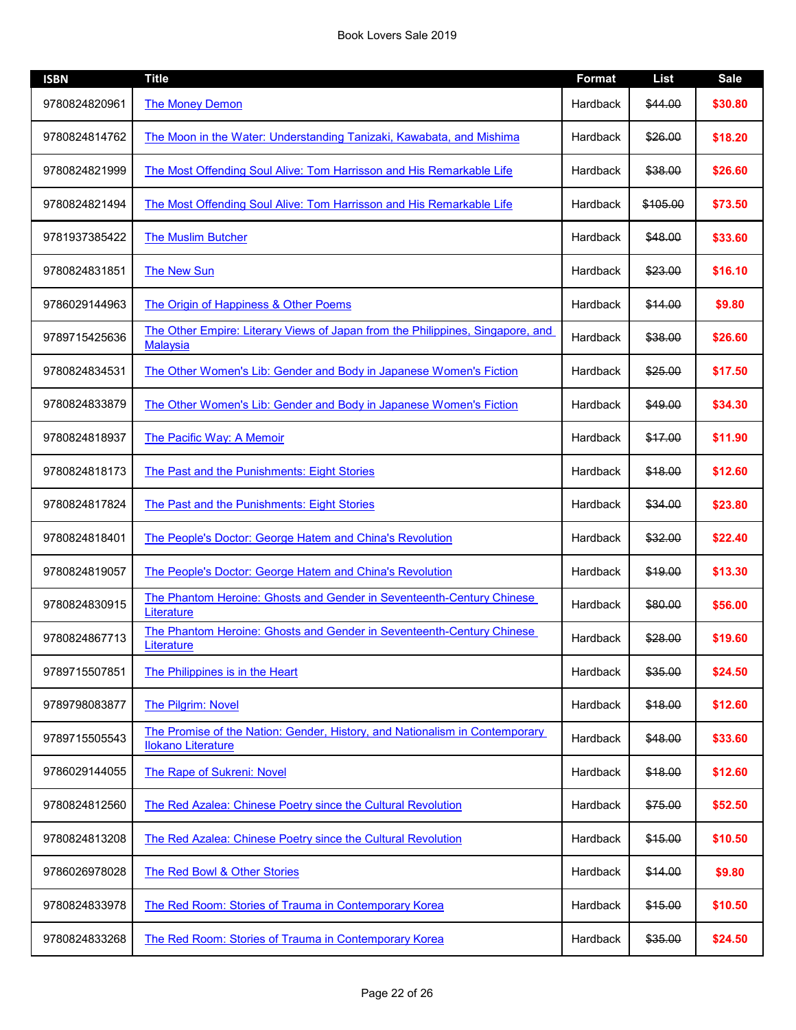Book Lovers Sale 2019

| ISBN | Title | Format | List | Sale |
|---|---|---|---|---|
| 9780824820961 | The Money Demon | Hardback | ~~$44.00~~ | **$30.80** |
| 9780824814762 | The Moon in the Water: Understanding Tanizaki, Kawabata, and Mishima | Hardback | ~~$26.00~~ | **$18.20** |
| 9780824821999 | The Most Offending Soul Alive: Tom Harrisson and His Remarkable Life | Hardback | ~~$38.00~~ | **$26.60** |
| 9780824821494 | The Most Offending Soul Alive: Tom Harrisson and His Remarkable Life | Hardback | ~~$105.00~~ | **$73.50** |
| 9781937385422 | The Muslim Butcher | Hardback | ~~$48.00~~ | **$33.60** |
| 9780824831851 | The New Sun | Hardback | ~~$23.00~~ | **$16.10** |
| 9786029144963 | The Origin of Happiness & Other Poems | Hardback | ~~$14.00~~ | **$9.80** |
| 9789715425636 | The Other Empire: Literary Views of Japan from the Philippines, Singapore, and Malaysia | Hardback | ~~$38.00~~ | **$26.60** |
| 9780824834531 | The Other Women's Lib: Gender and Body in Japanese Women's Fiction | Hardback | ~~$25.00~~ | **$17.50** |
| 9780824833879 | The Other Women's Lib: Gender and Body in Japanese Women's Fiction | Hardback | ~~$49.00~~ | **$34.30** |
| 9780824818937 | The Pacific Way: A Memoir | Hardback | ~~$17.00~~ | **$11.90** |
| 9780824818173 | The Past and the Punishments: Eight Stories | Hardback | ~~$18.00~~ | **$12.60** |
| 9780824817824 | The Past and the Punishments: Eight Stories | Hardback | ~~$34.00~~ | **$23.80** |
| 9780824818401 | The People's Doctor: George Hatem and China's Revolution | Hardback | ~~$32.00~~ | **$22.40** |
| 9780824819057 | The People's Doctor: George Hatem and China's Revolution | Hardback | ~~$19.00~~ | **$13.30** |
| 9780824830915 | The Phantom Heroine: Ghosts and Gender in Seventeenth-Century Chinese Literature | Hardback | ~~$80.00~~ | **$56.00** |
| 9780824867713 | The Phantom Heroine: Ghosts and Gender in Seventeenth-Century Chinese Literature | Hardback | ~~$28.00~~ | **$19.60** |
| 9789715507851 | The Philippines is in the Heart | Hardback | ~~$35.00~~ | **$24.50** |
| 9789798083877 | The Pilgrim: Novel | Hardback | ~~$18.00~~ | **$12.60** |
| 9789715505543 | The Promise of the Nation: Gender, History, and Nationalism in Contemporary Ilokano Literature | Hardback | ~~$48.00~~ | **$33.60** |
| 9786029144055 | The Rape of Sukreni: Novel | Hardback | ~~$18.00~~ | **$12.60** |
| 9780824812560 | The Red Azalea: Chinese Poetry since the Cultural Revolution | Hardback | ~~$75.00~~ | **$52.50** |
| 9780824813208 | The Red Azalea: Chinese Poetry since the Cultural Revolution | Hardback | ~~$15.00~~ | **$10.50** |
| 9786026978028 | The Red Bowl & Other Stories | Hardback | ~~$14.00~~ | **$9.80** |
| 9780824833978 | The Red Room: Stories of Trauma in Contemporary Korea | Hardback | ~~$15.00~~ | **$10.50** |
| 9780824833268 | The Red Room: Stories of Trauma in Contemporary Korea | Hardback | ~~$35.00~~ | **$24.50** |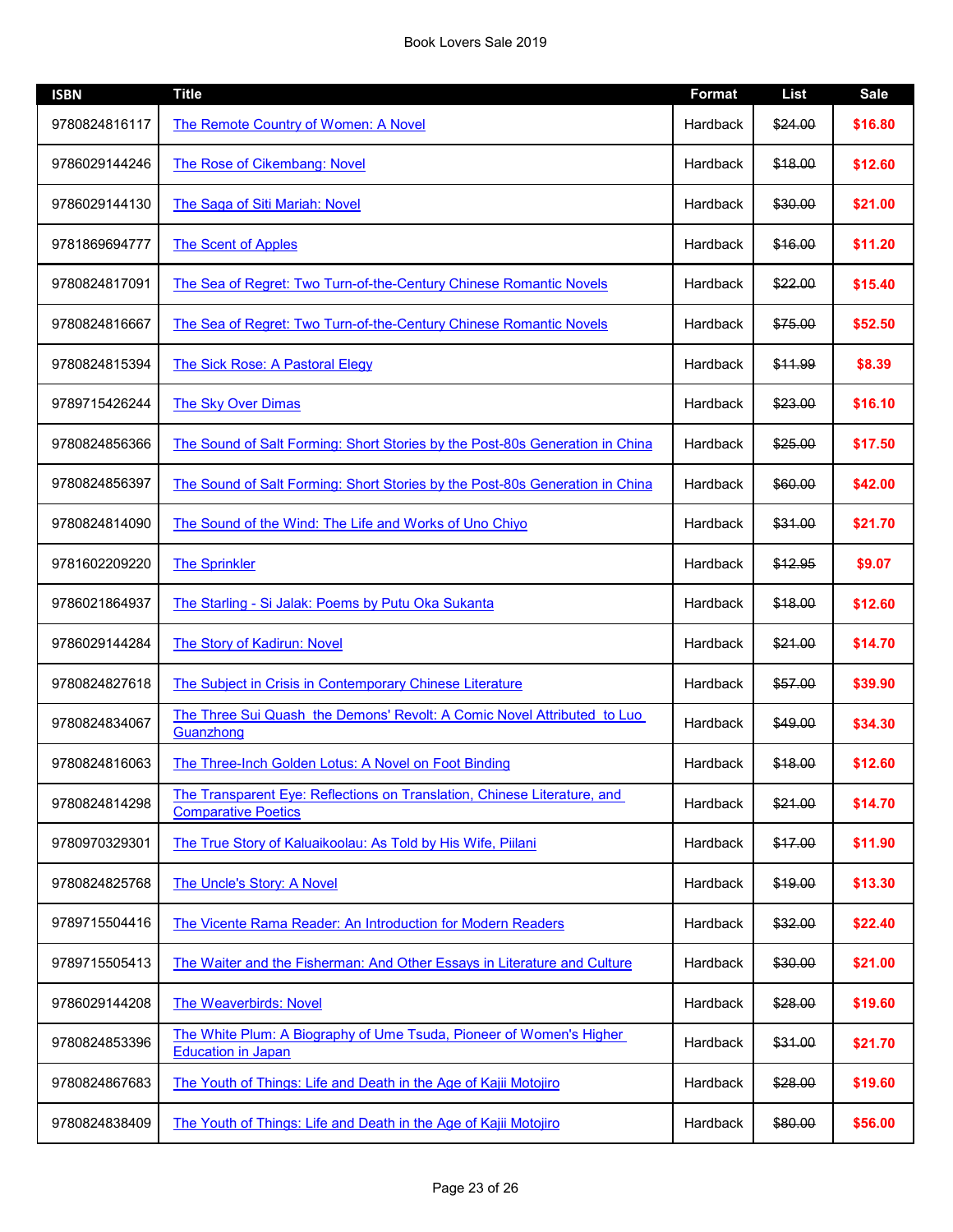| ISBN | Title | Format | List | Sale |
|---|---|---|---|---|
| 9780824816117 | The Remote Country of Women: A Novel | Hardback | ~~$24.00~~ | **$16.80** |
| 9786029144246 | The Rose of Cikembang: Novel | Hardback | ~~$18.00~~ | **$12.60** |
| 9786029144130 | The Saga of Siti Mariah: Novel | Hardback | ~~$30.00~~ | **$21.00** |
| 9781869694777 | The Scent of Apples | Hardback | ~~$16.00~~ | **$11.20** |
| 9780824817091 | The Sea of Regret: Two Turn-of-the-Century Chinese Romantic Novels | Hardback | ~~$22.00~~ | **$15.40** |
| 9780824816667 | The Sea of Regret: Two Turn-of-the-Century Chinese Romantic Novels | Hardback | ~~$75.00~~ | **$52.50** |
| 9780824815394 | The Sick Rose: A Pastoral Elegy | Hardback | ~~$11.99~~ | **$8.39** |
| 9789715426244 | The Sky Over Dimas | Hardback | ~~$23.00~~ | **$16.10** |
| 9780824856366 | The Sound of Salt Forming: Short Stories by the Post-80s Generation in China | Hardback | ~~$25.00~~ | **$17.50** |
| 9780824856397 | The Sound of Salt Forming: Short Stories by the Post-80s Generation in China | Hardback | ~~$60.00~~ | **$42.00** |
| 9780824814090 | The Sound of the Wind: The Life and Works of Uno Chiyo | Hardback | ~~$31.00~~ | **$21.70** |
| 9781602209220 | The Sprinkler | Hardback | ~~$12.95~~ | **$9.07** |
| 9786021864937 | The Starling - Si Jalak: Poems by Putu Oka Sukanta | Hardback | ~~$18.00~~ | **$12.60** |
| 9786029144284 | The Story of Kadirun: Novel | Hardback | ~~$21.00~~ | **$14.70** |
| 9780824827618 | The Subject in Crisis in Contemporary Chinese Literature | Hardback | ~~$57.00~~ | **$39.90** |
| 9780824834067 | The Three Sui Quash the Demons' Revolt: A Comic Novel Attributed to Luo Guanzhong | Hardback | ~~$49.00~~ | **$34.30** |
| 9780824816063 | The Three-Inch Golden Lotus: A Novel on Foot Binding | Hardback | ~~$18.00~~ | **$12.60** |
| 9780824814298 | The Transparent Eye: Reflections on Translation, Chinese Literature, and Comparative Poetics | Hardback | ~~$21.00~~ | **$14.70** |
| 9780970329301 | The True Story of Kaluaikoolau: As Told by His Wife, Piilani | Hardback | ~~$17.00~~ | **$11.90** |
| 9780824825768 | The Uncle's Story: A Novel | Hardback | ~~$19.00~~ | **$13.30** |
| 9789715504416 | The Vicente Rama Reader: An Introduction for Modern Readers | Hardback | ~~$32.00~~ | **$22.40** |
| 9789715505413 | The Waiter and the Fisherman: And Other Essays in Literature and Culture | Hardback | ~~$30.00~~ | **$21.00** |
| 9786029144208 | The Weaverbirds: Novel | Hardback | ~~$28.00~~ | **$19.60** |
| 9780824853396 | The White Plum: A Biography of Ume Tsuda, Pioneer of Women's Higher Education in Japan | Hardback | ~~$31.00~~ | **$21.70** |
| 9780824867683 | The Youth of Things: Life and Death in the Age of Kajii Motojiro | Hardback | ~~$28.00~~ | **$19.60** |
| 9780824838409 | The Youth of Things: Life and Death in the Age of Kajii Motojiro | Hardback | ~~$80.00~~ | **$56.00** |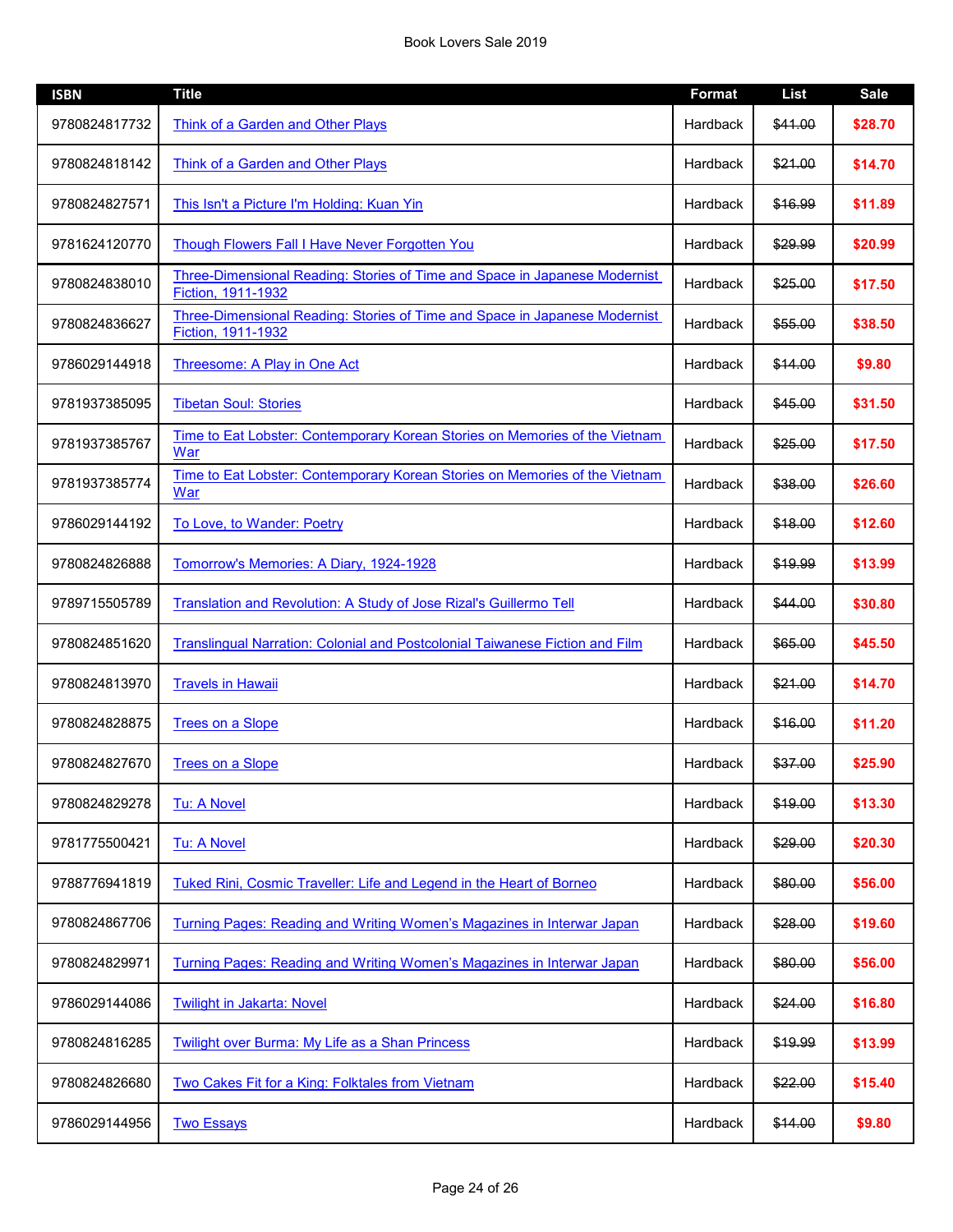| ISBN | Title | Format | List | Sale |
|---|---|---|---|---|
| 9780824817732 | Think of a Garden and Other Plays | Hardback | ~~$41.00~~ | **$28.70** |
| 9780824818142 | Think of a Garden and Other Plays | Hardback | ~~$21.00~~ | **$14.70** |
| 9780824827571 | This Isn't a Picture I'm Holding: Kuan Yin | Hardback | ~~$16.99~~ | **$11.89** |
| 9781624120770 | Though Flowers Fall I Have Never Forgotten You | Hardback | ~~$29.99~~ | **$20.99** |
| 9780824838010 | Three-Dimensional Reading: Stories of Time and Space in Japanese Modernist Fiction, 1911-1932 | Hardback | ~~$25.00~~ | **$17.50** |
| 9780824836627 | Three-Dimensional Reading: Stories of Time and Space in Japanese Modernist Fiction, 1911-1932 | Hardback | ~~$55.00~~ | **$38.50** |
| 9786029144918 | Threesome: A Play in One Act | Hardback | ~~$14.00~~ | **$9.80** |
| 9781937385095 | Tibetan Soul: Stories | Hardback | ~~$45.00~~ | **$31.50** |
| 9781937385767 | Time to Eat Lobster: Contemporary Korean Stories on Memories of the Vietnam War | Hardback | ~~$25.00~~ | **$17.50** |
| 9781937385774 | Time to Eat Lobster: Contemporary Korean Stories on Memories of the Vietnam War | Hardback | ~~$38.00~~ | **$26.60** |
| 9786029144192 | To Love, to Wander: Poetry | Hardback | ~~$18.00~~ | **$12.60** |
| 9780824826888 | Tomorrow's Memories: A Diary, 1924-1928 | Hardback | ~~$19.99~~ | **$13.99** |
| 9789715505789 | Translation and Revolution: A Study of Jose Rizal's Guillermo Tell | Hardback | ~~$44.00~~ | **$30.80** |
| 9780824851620 | Translingual Narration: Colonial and Postcolonial Taiwanese Fiction and Film | Hardback | ~~$65.00~~ | **$45.50** |
| 9780824813970 | Travels in Hawaii | Hardback | ~~$21.00~~ | **$14.70** |
| 9780824828875 | Trees on a Slope | Hardback | ~~$16.00~~ | **$11.20** |
| 9780824827670 | Trees on a Slope | Hardback | ~~$37.00~~ | **$25.90** |
| 9780824829278 | Tu: A Novel | Hardback | ~~$19.00~~ | **$13.30** |
| 9781775500421 | Tu: A Novel | Hardback | ~~$29.00~~ | **$20.30** |
| 9788776941819 | Tuked Rini, Cosmic Traveller: Life and Legend in the Heart of Borneo | Hardback | ~~$80.00~~ | **$56.00** |
| 9780824867706 | Turning Pages: Reading and Writing Women's Magazines in Interwar Japan | Hardback | ~~$28.00~~ | **$19.60** |
| 9780824829971 | Turning Pages: Reading and Writing Women's Magazines in Interwar Japan | Hardback | ~~$80.00~~ | **$56.00** |
| 9786029144086 | Twilight in Jakarta: Novel | Hardback | ~~$24.00~~ | **$16.80** |
| 9780824816285 | Twilight over Burma: My Life as a Shan Princess | Hardback | ~~$19.99~~ | **$13.99** |
| 9780824826680 | Two Cakes Fit for a King: Folktales from Vietnam | Hardback | ~~$22.00~~ | **$15.40** |
| 9786029144956 | Two Essays | Hardback | ~~$14.00~~ | **$9.80** |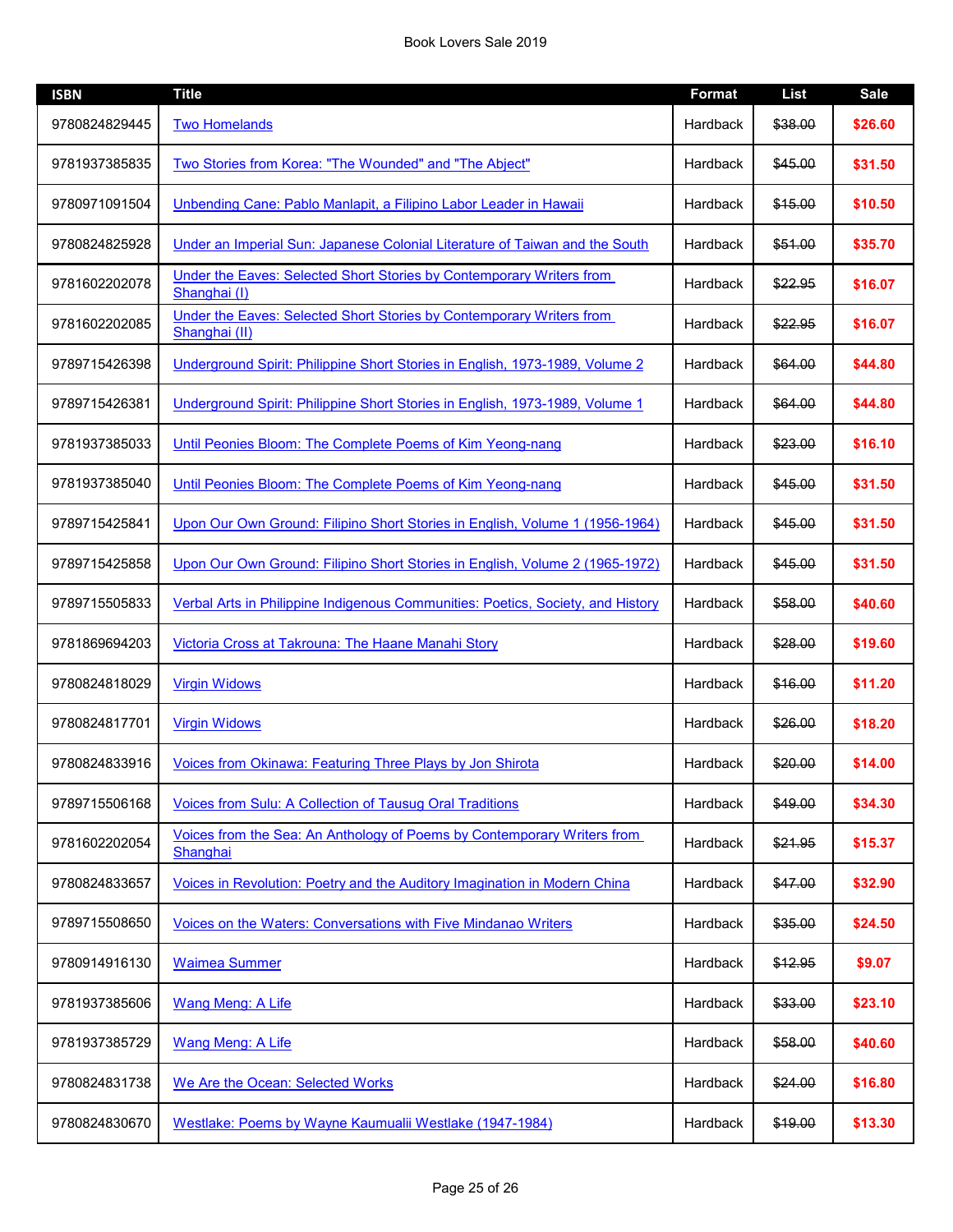| ISBN | Title | Format | List | Sale |
|---|---|---|---|---|
| 9780824829445 | Two Homelands | Hardback | ~~$38.00~~ | **$26.60** |
| 9781937385835 | Two Stories from Korea: "The Wounded" and "The Abject" | Hardback | ~~$45.00~~ | **$31.50** |
| 9780971091504 | Unbending Cane: Pablo Manlapit, a Filipino Labor Leader in Hawaii | Hardback | ~~$15.00~~ | **$10.50** |
| 9780824825928 | Under an Imperial Sun: Japanese Colonial Literature of Taiwan and the South | Hardback | ~~$51.00~~ | **$35.70** |
| 9781602202078 | Under the Eaves: Selected Short Stories by Contemporary Writers from Shanghai (I) | Hardback | ~~$22.95~~ | **$16.07** |
| 9781602202085 | Under the Eaves: Selected Short Stories by Contemporary Writers from Shanghai (II) | Hardback | ~~$22.95~~ | **$16.07** |
| 9789715426398 | Underground Spirit: Philippine Short Stories in English, 1973-1989, Volume 2 | Hardback | ~~$64.00~~ | **$44.80** |
| 9789715426381 | Underground Spirit: Philippine Short Stories in English, 1973-1989, Volume 1 | Hardback | ~~$64.00~~ | **$44.80** |
| 9781937385033 | Until Peonies Bloom: The Complete Poems of Kim Yeong-nang | Hardback | ~~$23.00~~ | **$16.10** |
| 9781937385040 | Until Peonies Bloom: The Complete Poems of Kim Yeong-nang | Hardback | ~~$45.00~~ | **$31.50** |
| 9789715425841 | Upon Our Own Ground: Filipino Short Stories in English, Volume 1 (1956-1964) | Hardback | ~~$45.00~~ | **$31.50** |
| 9789715425858 | Upon Our Own Ground: Filipino Short Stories in English, Volume 2 (1965-1972) | Hardback | ~~$45.00~~ | **$31.50** |
| 9789715505833 | Verbal Arts in Philippine Indigenous Communities: Poetics, Society, and History | Hardback | ~~$58.00~~ | **$40.60** |
| 9781869694203 | Victoria Cross at Takrouna: The Haane Manahi Story | Hardback | ~~$28.00~~ | **$19.60** |
| 9780824818029 | Virgin Widows | Hardback | ~~$16.00~~ | **$11.20** |
| 9780824817701 | Virgin Widows | Hardback | ~~$26.00~~ | **$18.20** |
| 9780824833916 | Voices from Okinawa: Featuring Three Plays by Jon Shirota | Hardback | ~~$20.00~~ | **$14.00** |
| 9789715506168 | Voices from Sulu: A Collection of Tausug Oral Traditions | Hardback | ~~$49.00~~ | **$34.30** |
| 9781602202054 | Voices from the Sea: An Anthology of Poems by Contemporary Writers from Shanghai | Hardback | ~~$21.95~~ | **$15.37** |
| 9780824833657 | Voices in Revolution: Poetry and the Auditory Imagination in Modern China | Hardback | ~~$47.00~~ | **$32.90** |
| 9789715508650 | Voices on the Waters: Conversations with Five Mindanao Writers | Hardback | ~~$35.00~~ | **$24.50** |
| 9780914916130 | Waimea Summer | Hardback | ~~$12.95~~ | **$9.07** |
| 9781937385606 | Wang Meng: A Life | Hardback | ~~$33.00~~ | **$23.10** |
| 9781937385729 | Wang Meng: A Life | Hardback | ~~$58.00~~ | **$40.60** |
| 9780824831738 | We Are the Ocean: Selected Works | Hardback | ~~$24.00~~ | **$16.80** |
| 9780824830670 | Westlake: Poems by Wayne Kaumualii Westlake (1947-1984) | Hardback | ~~$19.00~~ | **$13.30** |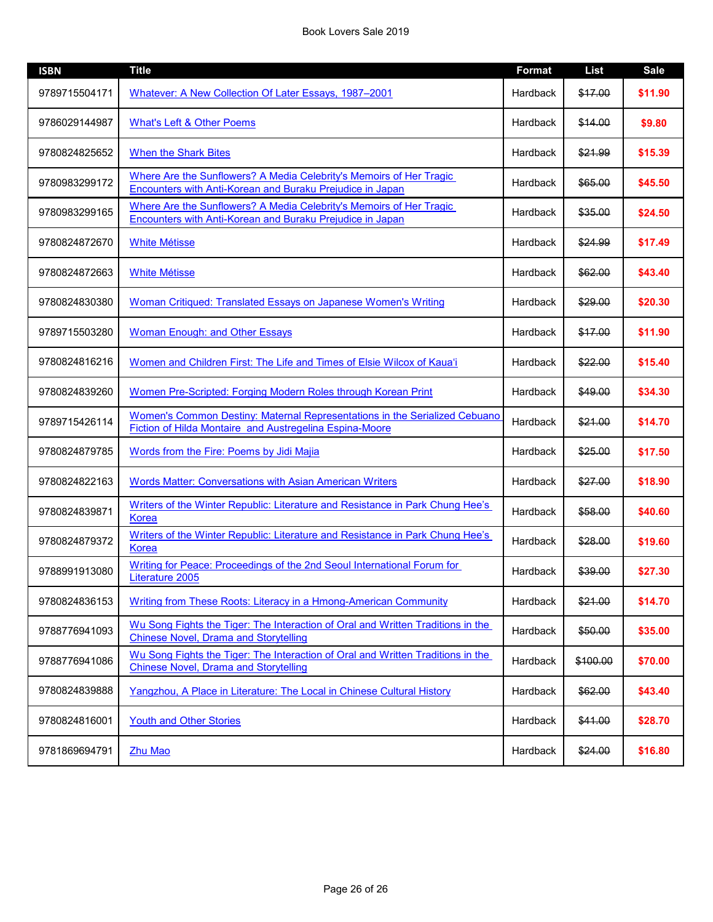| ISBN | Title | Format | List | Sale |
|---|---|---|---|---|
| 9789715504171 | Whatever: A New Collection Of Later Essays, 1987–2001 | Hardback | ~~$17.00~~ | **$11.90** |
| 9786029144987 | What's Left & Other Poems | Hardback | ~~$14.00~~ | **$9.80** |
| 9780824825652 | When the Shark Bites | Hardback | ~~$21.99~~ | **$15.39** |
| 9780983299172 | Where Are the Sunflowers? A Media Celebrity's Memoirs of Her Tragic Encounters with Anti-Korean and Buraku Prejudice in Japan | Hardback | ~~$65.00~~ | **$45.50** |
| 9780983299165 | Where Are the Sunflowers? A Media Celebrity's Memoirs of Her Tragic Encounters with Anti-Korean and Buraku Prejudice in Japan | Hardback | ~~$35.00~~ | **$24.50** |
| 9780824872670 | White Métisse | Hardback | ~~$24.99~~ | **$17.49** |
| 9780824872663 | White Métisse | Hardback | ~~$62.00~~ | **$43.40** |
| 9780824830380 | Woman Critiqued: Translated Essays on Japanese Women's Writing | Hardback | ~~$29.00~~ | **$20.30** |
| 9789715503280 | Woman Enough: and Other Essays | Hardback | ~~$17.00~~ | **$11.90** |
| 9780824816216 | Women and Children First: The Life and Times of Elsie Wilcox of Kaua'i | Hardback | ~~$22.00~~ | **$15.40** |
| 9780824839260 | Women Pre-Scripted: Forging Modern Roles through Korean Print | Hardback | ~~$49.00~~ | **$34.30** |
| 9789715426114 | Women's Common Destiny: Maternal Representations in the Serialized Cebuano Fiction of Hilda Montaire and Austregelina Espina-Moore | Hardback | ~~$21.00~~ | **$14.70** |
| 9780824879785 | Words from the Fire: Poems by Jidi Majia | Hardback | ~~$25.00~~ | **$17.50** |
| 9780824822163 | Words Matter: Conversations with Asian American Writers | Hardback | ~~$27.00~~ | **$18.90** |
| 9780824839871 | Writers of the Winter Republic: Literature and Resistance in Park Chung Hee's Korea | Hardback | ~~$58.00~~ | **$40.60** |
| 9780824879372 | Writers of the Winter Republic: Literature and Resistance in Park Chung Hee's Korea | Hardback | ~~$28.00~~ | **$19.60** |
| 9788991913080 | Writing for Peace: Proceedings of the 2nd Seoul International Forum for Literature 2005 | Hardback | ~~$39.00~~ | **$27.30** |
| 9780824836153 | Writing from These Roots: Literacy in a Hmong-American Community | Hardback | ~~$21.00~~ | **$14.70** |
| 9788776941093 | Wu Song Fights the Tiger: The Interaction of Oral and Written Traditions in the Chinese Novel, Drama and Storytelling | Hardback | ~~$50.00~~ | **$35.00** |
| 9788776941086 | Wu Song Fights the Tiger: The Interaction of Oral and Written Traditions in the Chinese Novel, Drama and Storytelling | Hardback | ~~$100.00~~ | **$70.00** |
| 9780824839888 | Yangzhou, A Place in Literature: The Local in Chinese Cultural History | Hardback | ~~$62.00~~ | **$43.40** |
| 9780824816001 | Youth and Other Stories | Hardback | ~~$41.00~~ | **$28.70** |
| 9781869694791 | Zhu Mao | Hardback | ~~$24.00~~ | **$16.80** |